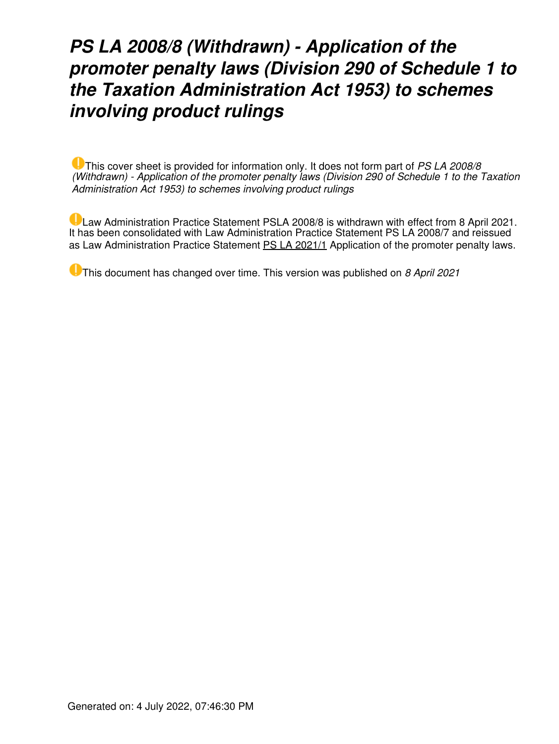# *PS LA 2008/8 (Withdrawn) - Application of the promoter penalty laws (Division 290 of Schedule 1 to the Taxation Administration Act 1953) to schemes involving product rulings*

This cover sheet is provided for information only. It does not form part of *PS LA 2008/8 (Withdrawn) - Application of the promoter penalty laws (Division 290 of Schedule 1 to the Taxation Administration Act 1953) to schemes involving product rulings*

Law Administration Practice Statement PSLA 2008/8 is withdrawn with effect from 8 April 2021. It has been consolidated with Law Administration Practice Statement PS LA 2008/7 and reissued as Law Administration Practice Statement PS LA 2021/1 Application of the promoter penalty laws.

This document has changed over time. This version was published on *8 April 2021*

Generated on: 4 July 2022, 07:46:30 PM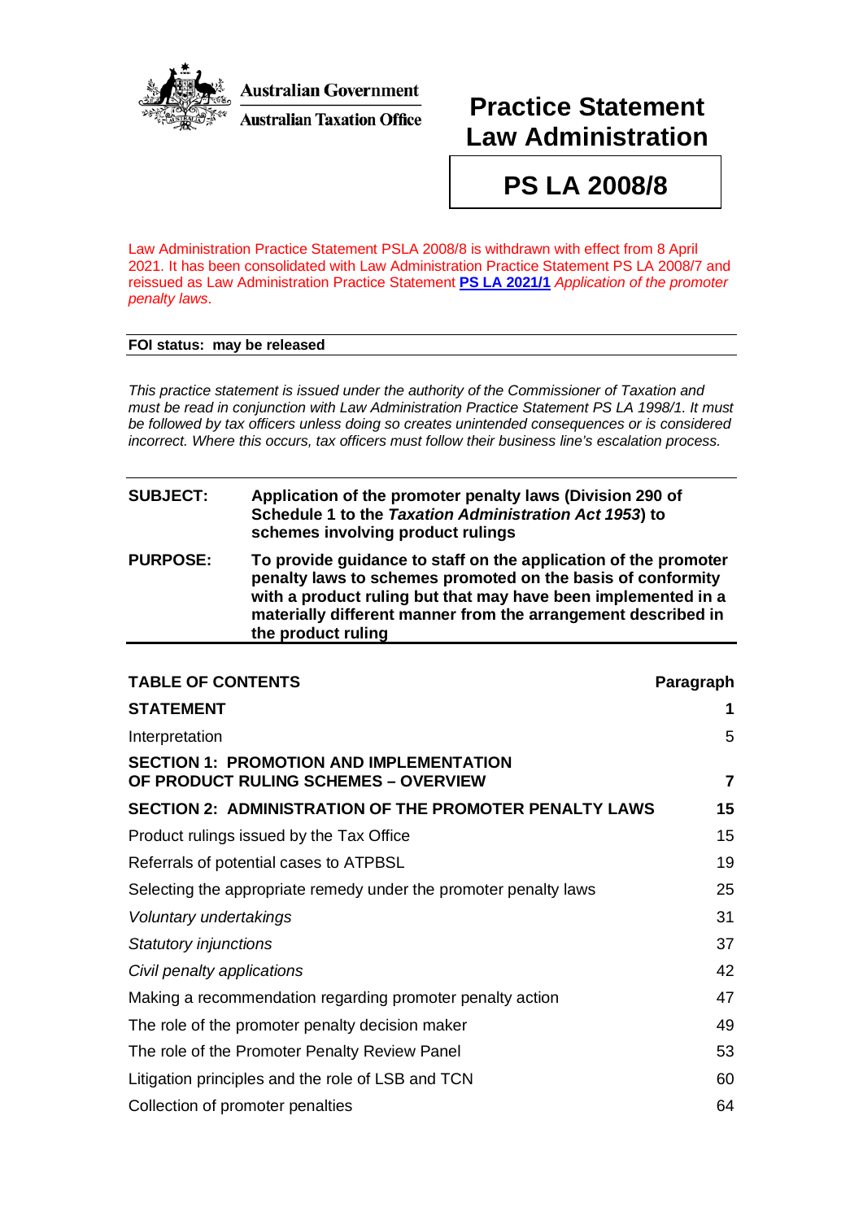Australian Government

Australian Taxation Office

# Practice Statement Law Administration

# PS LA 2008/8

Law Administration Practice Statement PSLA 2008/8 is withdrawn with effect from 8 April 2021. It has been consolidated with Law Administration Practice Statement PS LA 2008/7 and reissued as Law Administration Practice Statement **PS LA 2021/1** *Application of the promoter penalty laws*.

**FOI status: may be released**

*This practice statement is issued under the authority of the Commissioner of Taxation and must be read in conjunction with Law Administration Practice Statement PS LA 1998/1. It must be followed by tax officers unless doing so creates unintended consequences or is considered incorrect. Where this occurs, tax officers must follow their business line's escalation process.*

| | |
|---|---|
| **SUBJECT:** | **Application of the promoter penalty laws (Division 290 of Schedule 1 to the *Taxation Administration Act 1953*) to schemes involving product rulings** |
| **PURPOSE:** | **To provide guidance to staff on the application of the promoter penalty laws to schemes promoted on the basis of conformity with a product ruling but that may have been implemented in a materially different manner from the arrangement described in the product ruling** |

| **TABLE OF CONTENTS** | **Paragraph** |
|---|---|
| **STATEMENT** | **1** |
| Interpretation | 5 |
| **SECTION 1: PROMOTION AND IMPLEMENTATION OF PRODUCT RULING SCHEMES – OVERVIEW** | **7** |
| **SECTION 2: ADMINISTRATION OF THE PROMOTER PENALTY LAWS** | **15** |
| Product rulings issued by the Tax Office | 15 |
| Referrals of potential cases to ATPBSL | 19 |
| Selecting the appropriate remedy under the promoter penalty laws | 25 |
| *Voluntary undertakings* | 31 |
| *Statutory injunctions* | 37 |
| *Civil penalty applications* | 42 |
| Making a recommendation regarding promoter penalty action | 47 |
| The role of the promoter penalty decision maker | 49 |
| The role of the Promoter Penalty Review Panel | 53 |
| Litigation principles and the role of LSB and TCN | 60 |
| Collection of promoter penalties | 64 |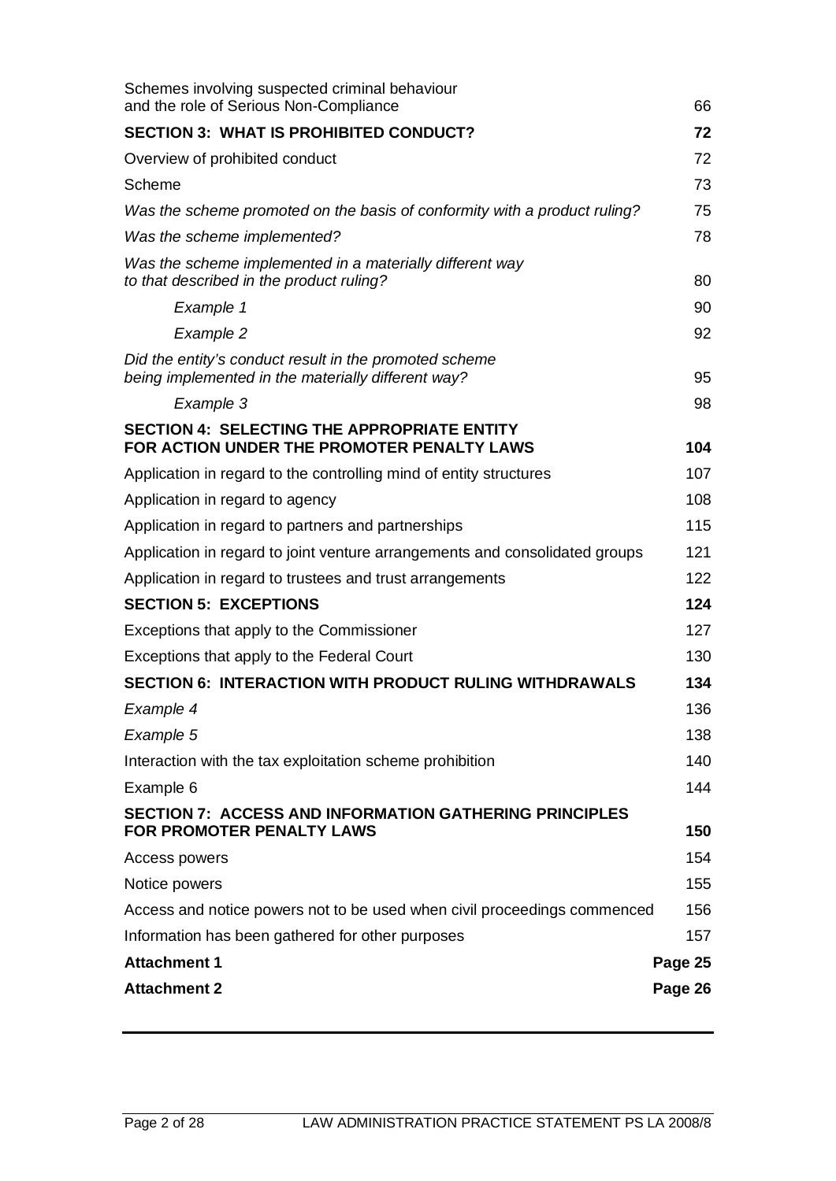| | |
|---|---|
| Schemes involving suspected criminal behaviour and the role of Serious Non-Compliance | 66 |
| **SECTION 3: WHAT IS PROHIBITED CONDUCT?** | **72** |
| Overview of prohibited conduct | 72 |
| Scheme | 73 |
| *Was the scheme promoted on the basis of conformity with a product ruling?* | 75 |
| *Was the scheme implemented?* | 78 |
| *Was the scheme implemented in a materially different way to that described in the product ruling?* | 80 |
| *Example 1* | 90 |
| *Example 2* | 92 |
| *Did the entity's conduct result in the promoted scheme being implemented in the materially different way?* | 95 |
| *Example 3* | 98 |
| **SECTION 4: SELECTING THE APPROPRIATE ENTITY FOR ACTION UNDER THE PROMOTER PENALTY LAWS** | **104** |
| Application in regard to the controlling mind of entity structures | 107 |
| Application in regard to agency | 108 |
| Application in regard to partners and partnerships | 115 |
| Application in regard to joint venture arrangements and consolidated groups | 121 |
| Application in regard to trustees and trust arrangements | 122 |
| **SECTION 5: EXCEPTIONS** | **124** |
| Exceptions that apply to the Commissioner | 127 |
| Exceptions that apply to the Federal Court | 130 |
| **SECTION 6: INTERACTION WITH PRODUCT RULING WITHDRAWALS** | **134** |
| *Example 4* | 136 |
| *Example 5* | 138 |
| Interaction with the tax exploitation scheme prohibition | 140 |
| Example 6 | 144 |
| **SECTION 7: ACCESS AND INFORMATION GATHERING PRINCIPLES FOR PROMOTER PENALTY LAWS** | **150** |
| Access powers | 154 |
| Notice powers | 155 |
| Access and notice powers not to be used when civil proceedings commenced | 156 |
| Information has been gathered for other purposes | 157 |
| **Attachment 1** | **Page 25** |
| **Attachment 2** | **Page 26** |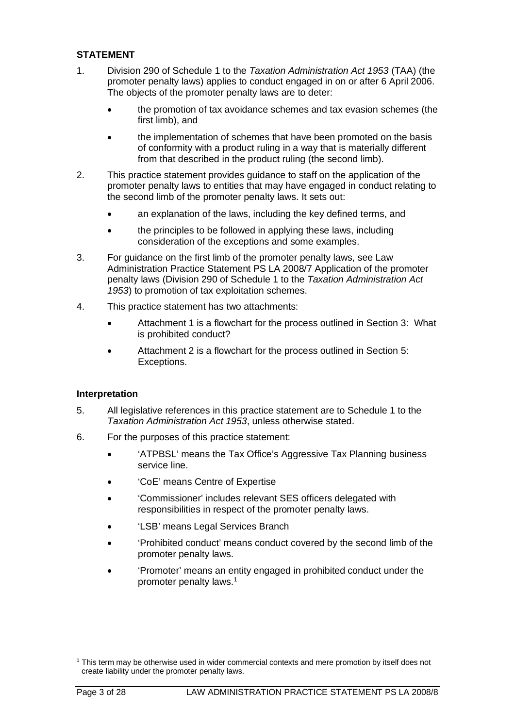## STATEMENT

1. Division 290 of Schedule 1 to the *Taxation Administration Act 1953* (TAA) (the promoter penalty laws) applies to conduct engaged in on or after 6 April 2006. The objects of the promoter penalty laws are to deter:

   - the promotion of tax avoidance schemes and tax evasion schemes (the first limb), and
   - the implementation of schemes that have been promoted on the basis of conformity with a product ruling in a way that is materially different from that described in the product ruling (the second limb).

2. This practice statement provides guidance to staff on the application of the promoter penalty laws to entities that may have engaged in conduct relating to the second limb of the promoter penalty laws. It sets out:

   - an explanation of the laws, including the key defined terms, and
   - the principles to be followed in applying these laws, including consideration of the exceptions and some examples.

3. For guidance on the first limb of the promoter penalty laws, see Law Administration Practice Statement PS LA 2008/7 Application of the promoter penalty laws (Division 290 of Schedule 1 to the *Taxation Administration Act 1953*) to promotion of tax exploitation schemes.

4. This practice statement has two attachments:

   - Attachment 1 is a flowchart for the process outlined in Section 3: What is prohibited conduct?
   - Attachment 2 is a flowchart for the process outlined in Section 5: Exceptions.

### Interpretation

5. All legislative references in this practice statement are to Schedule 1 to the *Taxation Administration Act 1953*, unless otherwise stated.

6. For the purposes of this practice statement:

   - 'ATPBSL' means the Tax Office's Aggressive Tax Planning business service line.
   - 'CoE' means Centre of Expertise
   - 'Commissioner' includes relevant SES officers delegated with responsibilities in respect of the promoter penalty laws.
   - 'LSB' means Legal Services Branch
   - 'Prohibited conduct' means conduct covered by the second limb of the promoter penalty laws.
   - 'Promoter' means an entity engaged in prohibited conduct under the promoter penalty laws.[1]

---

[1] This term may be otherwise used in wider commercial contexts and mere promotion by itself does not create liability under the promoter penalty laws.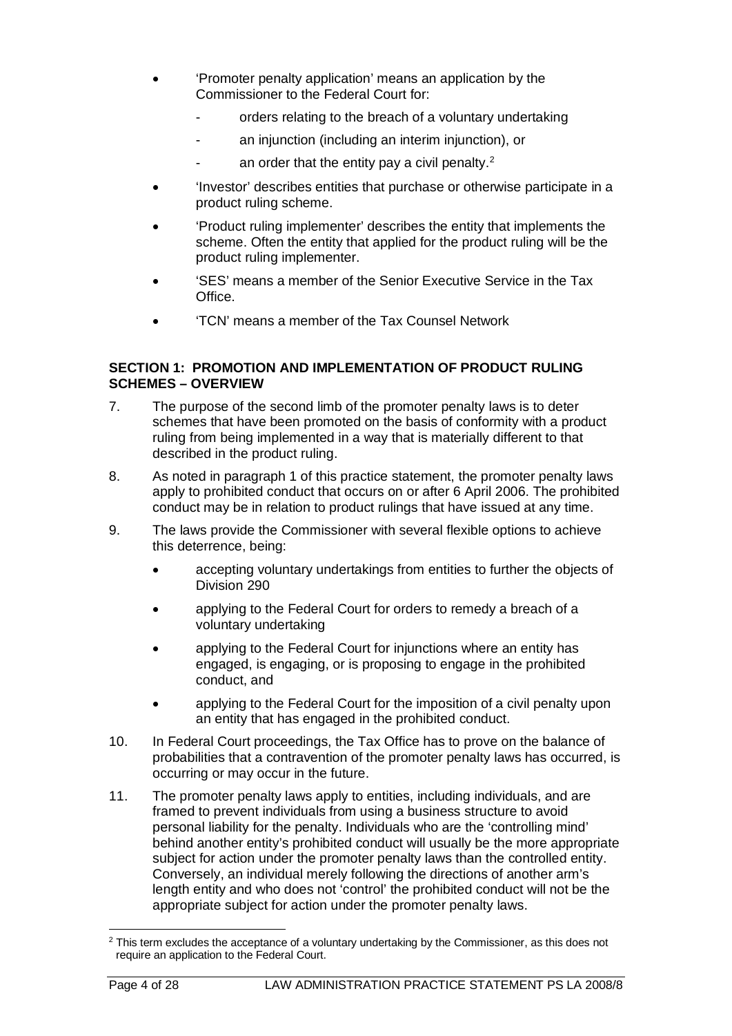- 'Promoter penalty application' means an application by the Commissioner to the Federal Court for:
  - orders relating to the breach of a voluntary undertaking
  - an injunction (including an interim injunction), or
  - an order that the entity pay a civil penalty.[2]
- 'Investor' describes entities that purchase or otherwise participate in a product ruling scheme.
- 'Product ruling implementer' describes the entity that implements the scheme. Often the entity that applied for the product ruling will be the product ruling implementer.
- 'SES' means a member of the Senior Executive Service in the Tax Office.
- 'TCN' means a member of the Tax Counsel Network

## SECTION 1: PROMOTION AND IMPLEMENTATION OF PRODUCT RULING SCHEMES – OVERVIEW

7. The purpose of the second limb of the promoter penalty laws is to deter schemes that have been promoted on the basis of conformity with a product ruling from being implemented in a way that is materially different to that described in the product ruling.

8. As noted in paragraph 1 of this practice statement, the promoter penalty laws apply to prohibited conduct that occurs on or after 6 April 2006. The prohibited conduct may be in relation to product rulings that have issued at any time.

9. The laws provide the Commissioner with several flexible options to achieve this deterrence, being:
   - accepting voluntary undertakings from entities to further the objects of Division 290
   - applying to the Federal Court for orders to remedy a breach of a voluntary undertaking
   - applying to the Federal Court for injunctions where an entity has engaged, is engaging, or is proposing to engage in the prohibited conduct, and
   - applying to the Federal Court for the imposition of a civil penalty upon an entity that has engaged in the prohibited conduct.

10. In Federal Court proceedings, the Tax Office has to prove on the balance of probabilities that a contravention of the promoter penalty laws has occurred, is occurring or may occur in the future.

11. The promoter penalty laws apply to entities, including individuals, and are framed to prevent individuals from using a business structure to avoid personal liability for the penalty. Individuals who are the 'controlling mind' behind another entity's prohibited conduct will usually be the more appropriate subject for action under the promoter penalty laws than the controlled entity. Conversely, an individual merely following the directions of another arm's length entity and who does not 'control' the prohibited conduct will not be the appropriate subject for action under the promoter penalty laws.

---

[2] This term excludes the acceptance of a voluntary undertaking by the Commissioner, as this does not require an application to the Federal Court.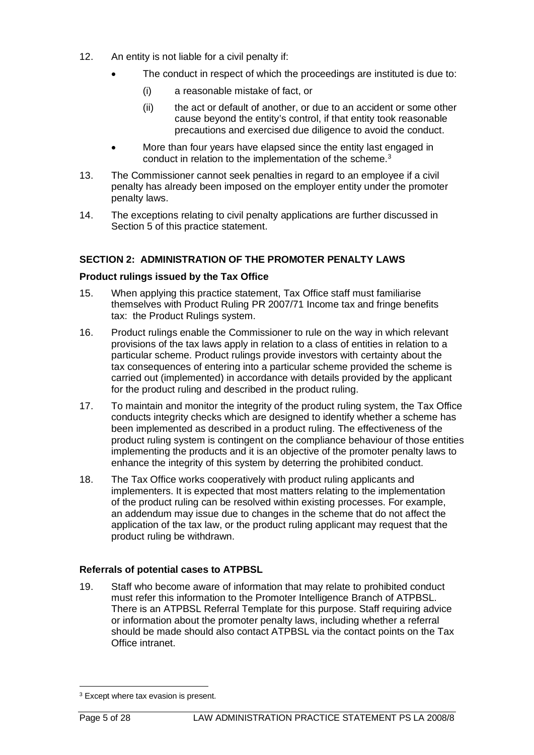12. An entity is not liable for a civil penalty if:

    - The conduct in respect of which the proceedings are instituted is due to:
        - (i) a reasonable mistake of fact, or
        - (ii) the act or default of another, or due to an accident or some other cause beyond the entity's control, if that entity took reasonable precautions and exercised due diligence to avoid the conduct.
    - More than four years have elapsed since the entity last engaged in conduct in relation to the implementation of the scheme.[3]

13. The Commissioner cannot seek penalties in regard to an employee if a civil penalty has already been imposed on the employer entity under the promoter penalty laws.

14. The exceptions relating to civil penalty applications are further discussed in Section 5 of this practice statement.

## SECTION 2: ADMINISTRATION OF THE PROMOTER PENALTY LAWS

### Product rulings issued by the Tax Office

15. When applying this practice statement, Tax Office staff must familiarise themselves with Product Ruling PR 2007/71 Income tax and fringe benefits tax: the Product Rulings system.

16. Product rulings enable the Commissioner to rule on the way in which relevant provisions of the tax laws apply in relation to a class of entities in relation to a particular scheme. Product rulings provide investors with certainty about the tax consequences of entering into a particular scheme provided the scheme is carried out (implemented) in accordance with details provided by the applicant for the product ruling and described in the product ruling.

17. To maintain and monitor the integrity of the product ruling system, the Tax Office conducts integrity checks which are designed to identify whether a scheme has been implemented as described in a product ruling. The effectiveness of the product ruling system is contingent on the compliance behaviour of those entities implementing the products and it is an objective of the promoter penalty laws to enhance the integrity of this system by deterring the prohibited conduct.

18. The Tax Office works cooperatively with product ruling applicants and implementers. It is expected that most matters relating to the implementation of the product ruling can be resolved within existing processes. For example, an addendum may issue due to changes in the scheme that do not affect the application of the tax law, or the product ruling applicant may request that the product ruling be withdrawn.

### Referrals of potential cases to ATPBSL

19. Staff who become aware of information that may relate to prohibited conduct must refer this information to the Promoter Intelligence Branch of ATPBSL. There is an ATPBSL Referral Template for this purpose. Staff requiring advice or information about the promoter penalty laws, including whether a referral should be made should also contact ATPBSL via the contact points on the Tax Office intranet.

---

[3] Except where tax evasion is present.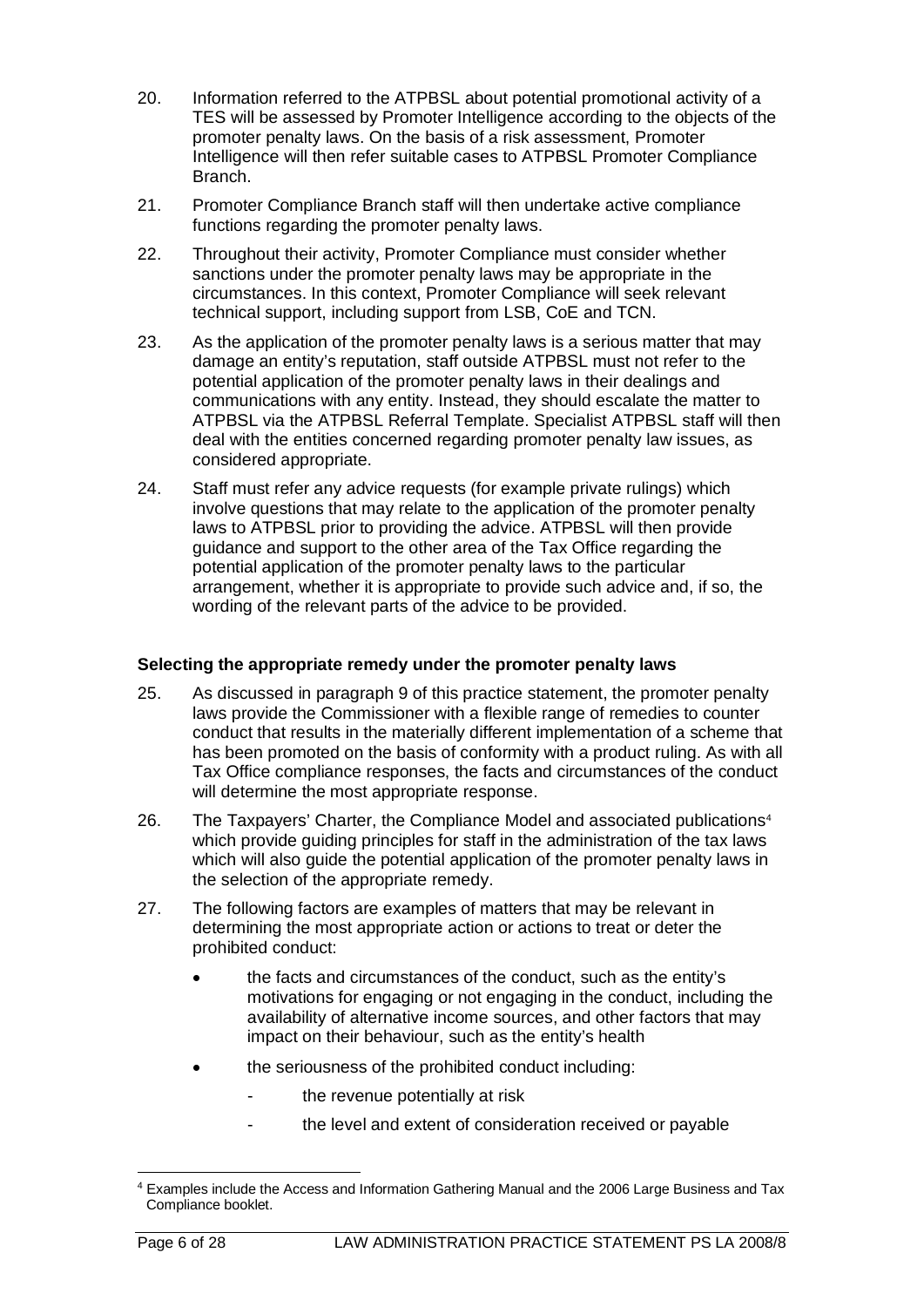20. Information referred to the ATPBSL about potential promotional activity of a TES will be assessed by Promoter Intelligence according to the objects of the promoter penalty laws. On the basis of a risk assessment, Promoter Intelligence will then refer suitable cases to ATPBSL Promoter Compliance Branch.

21. Promoter Compliance Branch staff will then undertake active compliance functions regarding the promoter penalty laws.

22. Throughout their activity, Promoter Compliance must consider whether sanctions under the promoter penalty laws may be appropriate in the circumstances. In this context, Promoter Compliance will seek relevant technical support, including support from LSB, CoE and TCN.

23. As the application of the promoter penalty laws is a serious matter that may damage an entity's reputation, staff outside ATPBSL must not refer to the potential application of the promoter penalty laws in their dealings and communications with any entity. Instead, they should escalate the matter to ATPBSL via the ATPBSL Referral Template. Specialist ATPBSL staff will then deal with the entities concerned regarding promoter penalty law issues, as considered appropriate.

24. Staff must refer any advice requests (for example private rulings) which involve questions that may relate to the application of the promoter penalty laws to ATPBSL prior to providing the advice. ATPBSL will then provide guidance and support to the other area of the Tax Office regarding the potential application of the promoter penalty laws to the particular arrangement, whether it is appropriate to provide such advice and, if so, the wording of the relevant parts of the advice to be provided.

**Selecting the appropriate remedy under the promoter penalty laws**

25. As discussed in paragraph 9 of this practice statement, the promoter penalty laws provide the Commissioner with a flexible range of remedies to counter conduct that results in the materially different implementation of a scheme that has been promoted on the basis of conformity with a product ruling. As with all Tax Office compliance responses, the facts and circumstances of the conduct will determine the most appropriate response.

26. The Taxpayers' Charter, the Compliance Model and associated publications[4] which provide guiding principles for staff in the administration of the tax laws which will also guide the potential application of the promoter penalty laws in the selection of the appropriate remedy.

27. The following factors are examples of matters that may be relevant in determining the most appropriate action or actions to treat or deter the prohibited conduct:

- the facts and circumstances of the conduct, such as the entity's motivations for engaging or not engaging in the conduct, including the availability of alternative income sources, and other factors that may impact on their behaviour, such as the entity's health
- the seriousness of the prohibited conduct including:
  - the revenue potentially at risk
  - the level and extent of consideration received or payable

[4] Examples include the Access and Information Gathering Manual and the 2006 Large Business and Tax Compliance booklet.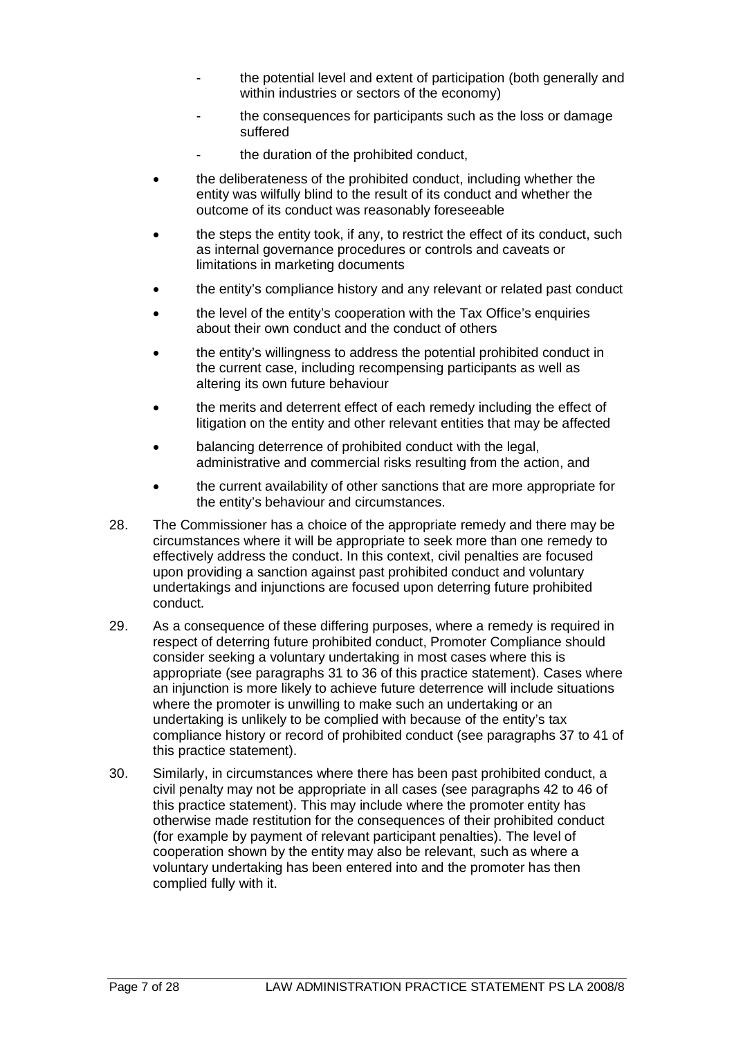- the potential level and extent of participation (both generally and within industries or sectors of the economy)
  - the consequences for participants such as the loss or damage suffered
  - the duration of the prohibited conduct,
- the deliberateness of the prohibited conduct, including whether the entity was wilfully blind to the result of its conduct and whether the outcome of its conduct was reasonably foreseeable
- the steps the entity took, if any, to restrict the effect of its conduct, such as internal governance procedures or controls and caveats or limitations in marketing documents
- the entity's compliance history and any relevant or related past conduct
- the level of the entity's cooperation with the Tax Office's enquiries about their own conduct and the conduct of others
- the entity's willingness to address the potential prohibited conduct in the current case, including recompensing participants as well as altering its own future behaviour
- the merits and deterrent effect of each remedy including the effect of litigation on the entity and other relevant entities that may be affected
- balancing deterrence of prohibited conduct with the legal, administrative and commercial risks resulting from the action, and
- the current availability of other sanctions that are more appropriate for the entity's behaviour and circumstances.

28. The Commissioner has a choice of the appropriate remedy and there may be circumstances where it will be appropriate to seek more than one remedy to effectively address the conduct. In this context, civil penalties are focused upon providing a sanction against past prohibited conduct and voluntary undertakings and injunctions are focused upon deterring future prohibited conduct.

29. As a consequence of these differing purposes, where a remedy is required in respect of deterring future prohibited conduct, Promoter Compliance should consider seeking a voluntary undertaking in most cases where this is appropriate (see paragraphs 31 to 36 of this practice statement). Cases where an injunction is more likely to achieve future deterrence will include situations where the promoter is unwilling to make such an undertaking or an undertaking is unlikely to be complied with because of the entity's tax compliance history or record of prohibited conduct (see paragraphs 37 to 41 of this practice statement).

30. Similarly, in circumstances where there has been past prohibited conduct, a civil penalty may not be appropriate in all cases (see paragraphs 42 to 46 of this practice statement). This may include where the promoter entity has otherwise made restitution for the consequences of their prohibited conduct (for example by payment of relevant participant penalties). The level of cooperation shown by the entity may also be relevant, such as where a voluntary undertaking has been entered into and the promoter has then complied fully with it.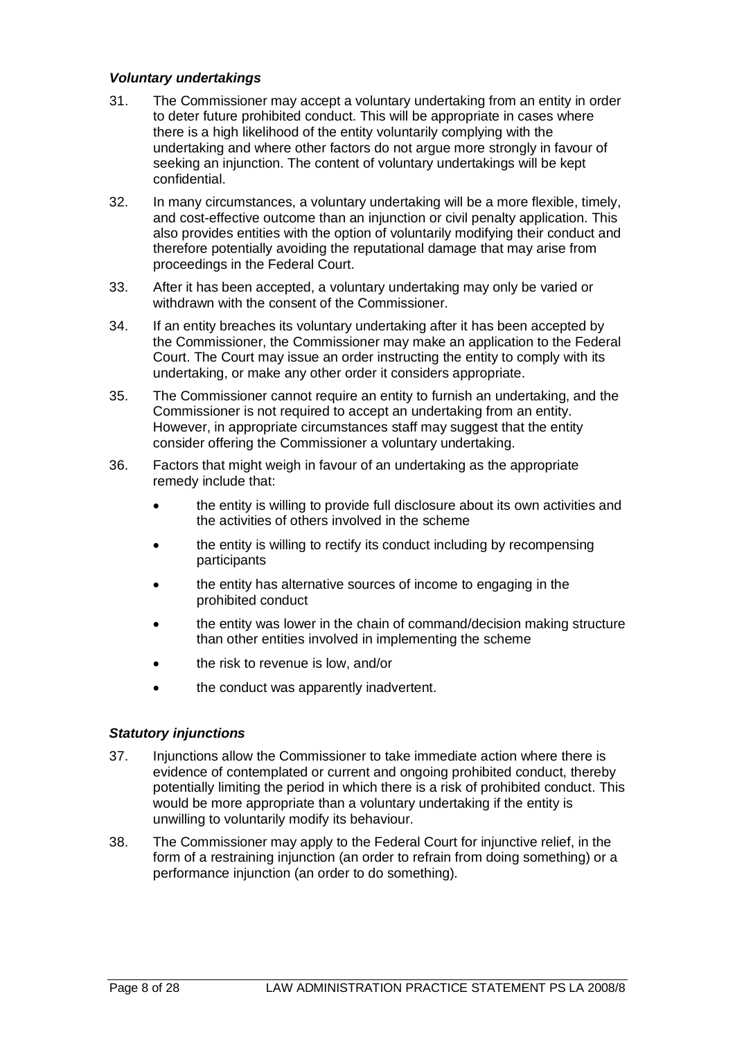### *Voluntary undertakings*

31. The Commissioner may accept a voluntary undertaking from an entity in order to deter future prohibited conduct. This will be appropriate in cases where there is a high likelihood of the entity voluntarily complying with the undertaking and where other factors do not argue more strongly in favour of seeking an injunction. The content of voluntary undertakings will be kept confidential.

32. In many circumstances, a voluntary undertaking will be a more flexible, timely, and cost-effective outcome than an injunction or civil penalty application. This also provides entities with the option of voluntarily modifying their conduct and therefore potentially avoiding the reputational damage that may arise from proceedings in the Federal Court.

33. After it has been accepted, a voluntary undertaking may only be varied or withdrawn with the consent of the Commissioner.

34. If an entity breaches its voluntary undertaking after it has been accepted by the Commissioner, the Commissioner may make an application to the Federal Court. The Court may issue an order instructing the entity to comply with its undertaking, or make any other order it considers appropriate.

35. The Commissioner cannot require an entity to furnish an undertaking, and the Commissioner is not required to accept an undertaking from an entity. However, in appropriate circumstances staff may suggest that the entity consider offering the Commissioner a voluntary undertaking.

36. Factors that might weigh in favour of an undertaking as the appropriate remedy include that:

    - the entity is willing to provide full disclosure about its own activities and the activities of others involved in the scheme
    - the entity is willing to rectify its conduct including by recompensing participants
    - the entity has alternative sources of income to engaging in the prohibited conduct
    - the entity was lower in the chain of command/decision making structure than other entities involved in implementing the scheme
    - the risk to revenue is low, and/or
    - the conduct was apparently inadvertent.

### *Statutory injunctions*

37. Injunctions allow the Commissioner to take immediate action where there is evidence of contemplated or current and ongoing prohibited conduct, thereby potentially limiting the period in which there is a risk of prohibited conduct. This would be more appropriate than a voluntary undertaking if the entity is unwilling to voluntarily modify its behaviour.

38. The Commissioner may apply to the Federal Court for injunctive relief, in the form of a restraining injunction (an order to refrain from doing something) or a performance injunction (an order to do something).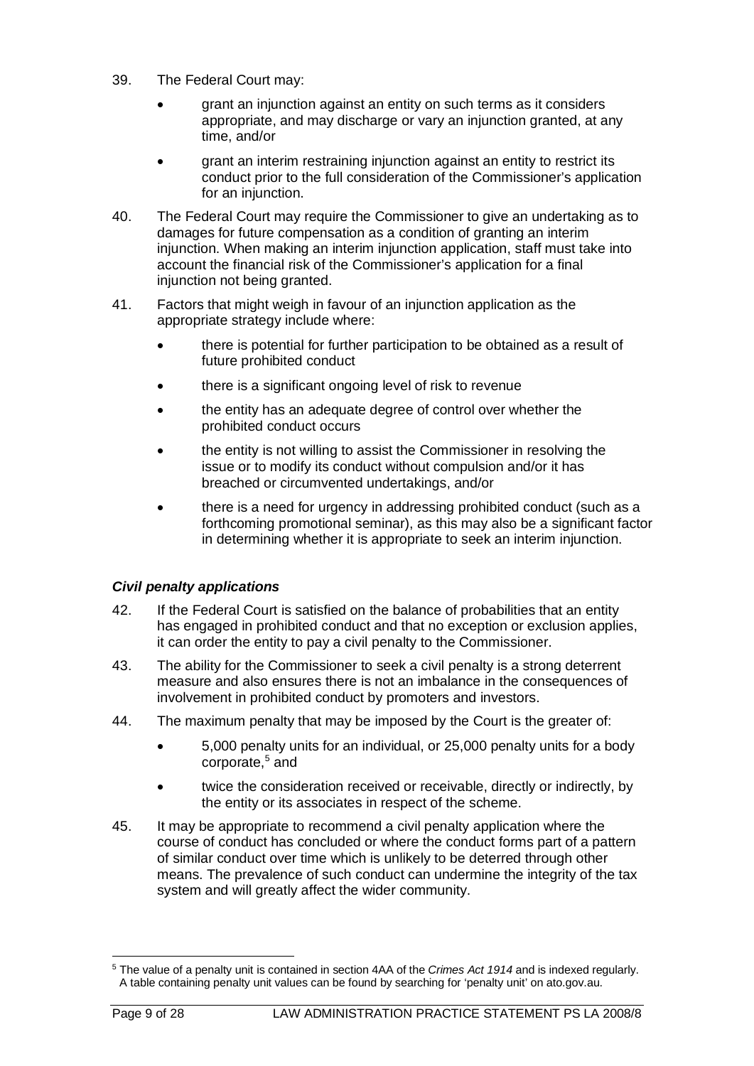39. The Federal Court may:

- grant an injunction against an entity on such terms as it considers appropriate, and may discharge or vary an injunction granted, at any time, and/or
- grant an interim restraining injunction against an entity to restrict its conduct prior to the full consideration of the Commissioner's application for an injunction.

40. The Federal Court may require the Commissioner to give an undertaking as to damages for future compensation as a condition of granting an interim injunction. When making an interim injunction application, staff must take into account the financial risk of the Commissioner's application for a final injunction not being granted.

41. Factors that might weigh in favour of an injunction application as the appropriate strategy include where:

- there is potential for further participation to be obtained as a result of future prohibited conduct
- there is a significant ongoing level of risk to revenue
- the entity has an adequate degree of control over whether the prohibited conduct occurs
- the entity is not willing to assist the Commissioner in resolving the issue or to modify its conduct without compulsion and/or it has breached or circumvented undertakings, and/or
- there is a need for urgency in addressing prohibited conduct (such as a forthcoming promotional seminar), as this may also be a significant factor in determining whether it is appropriate to seek an interim injunction.

### *Civil penalty applications*

42. If the Federal Court is satisfied on the balance of probabilities that an entity has engaged in prohibited conduct and that no exception or exclusion applies, it can order the entity to pay a civil penalty to the Commissioner.

43. The ability for the Commissioner to seek a civil penalty is a strong deterrent measure and also ensures there is not an imbalance in the consequences of involvement in prohibited conduct by promoters and investors.

44. The maximum penalty that may be imposed by the Court is the greater of:

- 5,000 penalty units for an individual, or 25,000 penalty units for a body corporate,[5] and
- twice the consideration received or receivable, directly or indirectly, by the entity or its associates in respect of the scheme.

45. It may be appropriate to recommend a civil penalty application where the course of conduct has concluded or where the conduct forms part of a pattern of similar conduct over time which is unlikely to be deterred through other means. The prevalence of such conduct can undermine the integrity of the tax system and will greatly affect the wider community.

---

[5] The value of a penalty unit is contained in section 4AA of the *Crimes Act 1914* and is indexed regularly. A table containing penalty unit values can be found by searching for 'penalty unit' on ato.gov.au.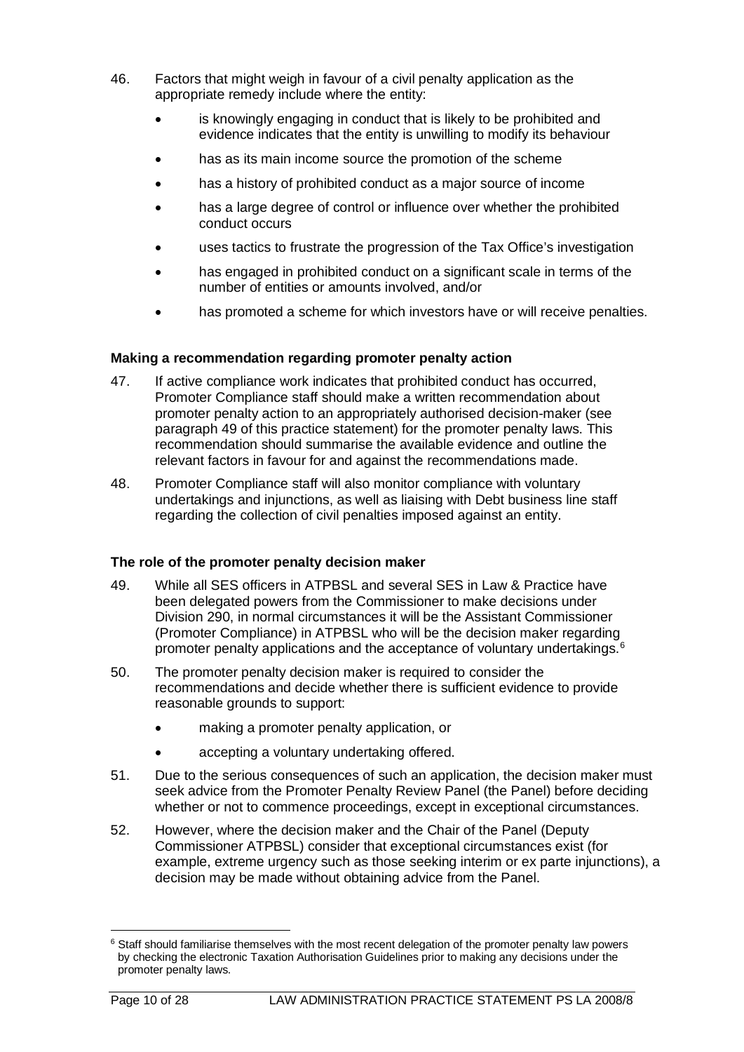46. Factors that might weigh in favour of a civil penalty application as the appropriate remedy include where the entity:

   - is knowingly engaging in conduct that is likely to be prohibited and evidence indicates that the entity is unwilling to modify its behaviour
   - has as its main income source the promotion of the scheme
   - has a history of prohibited conduct as a major source of income
   - has a large degree of control or influence over whether the prohibited conduct occurs
   - uses tactics to frustrate the progression of the Tax Office's investigation
   - has engaged in prohibited conduct on a significant scale in terms of the number of entities or amounts involved, and/or
   - has promoted a scheme for which investors have or will receive penalties.

### Making a recommendation regarding promoter penalty action

47. If active compliance work indicates that prohibited conduct has occurred, Promoter Compliance staff should make a written recommendation about promoter penalty action to an appropriately authorised decision-maker (see paragraph 49 of this practice statement) for the promoter penalty laws. This recommendation should summarise the available evidence and outline the relevant factors in favour for and against the recommendations made.

48. Promoter Compliance staff will also monitor compliance with voluntary undertakings and injunctions, as well as liaising with Debt business line staff regarding the collection of civil penalties imposed against an entity.

### The role of the promoter penalty decision maker

49. While all SES officers in ATPBSL and several SES in Law & Practice have been delegated powers from the Commissioner to make decisions under Division 290, in normal circumstances it will be the Assistant Commissioner (Promoter Compliance) in ATPBSL who will be the decision maker regarding promoter penalty applications and the acceptance of voluntary undertakings.[6]

50. The promoter penalty decision maker is required to consider the recommendations and decide whether there is sufficient evidence to provide reasonable grounds to support:

   - making a promoter penalty application, or
   - accepting a voluntary undertaking offered.

51. Due to the serious consequences of such an application, the decision maker must seek advice from the Promoter Penalty Review Panel (the Panel) before deciding whether or not to commence proceedings, except in exceptional circumstances.

52. However, where the decision maker and the Chair of the Panel (Deputy Commissioner ATPBSL) consider that exceptional circumstances exist (for example, extreme urgency such as those seeking interim or ex parte injunctions), a decision may be made without obtaining advice from the Panel.

---

[6] Staff should familiarise themselves with the most recent delegation of the promoter penalty law powers by checking the electronic Taxation Authorisation Guidelines prior to making any decisions under the promoter penalty laws.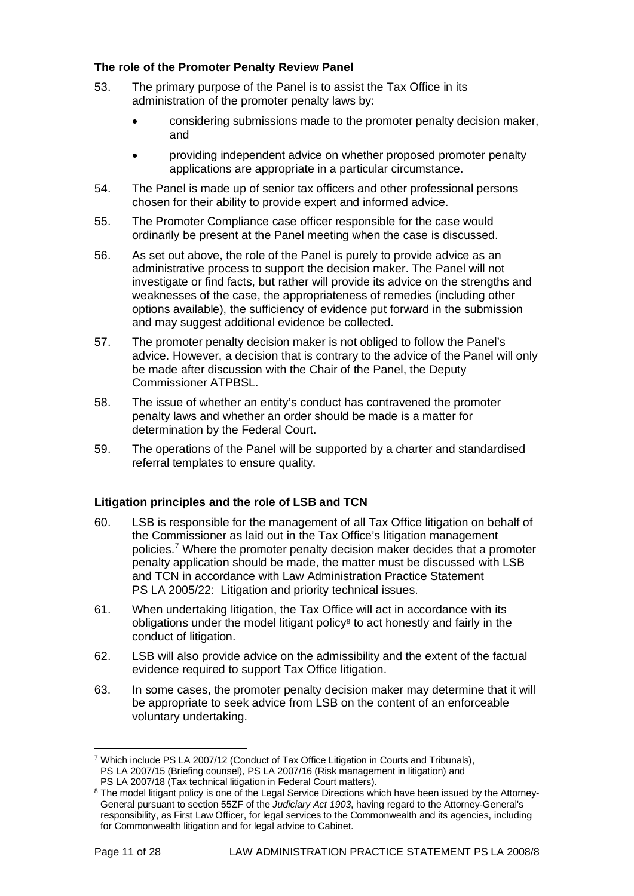### The role of the Promoter Penalty Review Panel

53. The primary purpose of the Panel is to assist the Tax Office in its administration of the promoter penalty laws by:

   - considering submissions made to the promoter penalty decision maker, and
   - providing independent advice on whether proposed promoter penalty applications are appropriate in a particular circumstance.

54. The Panel is made up of senior tax officers and other professional persons chosen for their ability to provide expert and informed advice.

55. The Promoter Compliance case officer responsible for the case would ordinarily be present at the Panel meeting when the case is discussed.

56. As set out above, the role of the Panel is purely to provide advice as an administrative process to support the decision maker. The Panel will not investigate or find facts, but rather will provide its advice on the strengths and weaknesses of the case, the appropriateness of remedies (including other options available), the sufficiency of evidence put forward in the submission and may suggest additional evidence be collected.

57. The promoter penalty decision maker is not obliged to follow the Panel's advice. However, a decision that is contrary to the advice of the Panel will only be made after discussion with the Chair of the Panel, the Deputy Commissioner ATPBSL.

58. The issue of whether an entity's conduct has contravened the promoter penalty laws and whether an order should be made is a matter for determination by the Federal Court.

59. The operations of the Panel will be supported by a charter and standardised referral templates to ensure quality.

### Litigation principles and the role of LSB and TCN

60. LSB is responsible for the management of all Tax Office litigation on behalf of the Commissioner as laid out in the Tax Office's litigation management policies.[7] Where the promoter penalty decision maker decides that a promoter penalty application should be made, the matter must be discussed with LSB and TCN in accordance with Law Administration Practice Statement PS LA 2005/22: Litigation and priority technical issues.

61. When undertaking litigation, the Tax Office will act in accordance with its obligations under the model litigant policy[8] to act honestly and fairly in the conduct of litigation.

62. LSB will also provide advice on the admissibility and the extent of the factual evidence required to support Tax Office litigation.

63. In some cases, the promoter penalty decision maker may determine that it will be appropriate to seek advice from LSB on the content of an enforceable voluntary undertaking.

---

[7] Which include PS LA 2007/12 (Conduct of Tax Office Litigation in Courts and Tribunals), PS LA 2007/15 (Briefing counsel), PS LA 2007/16 (Risk management in litigation) and PS LA 2007/18 (Tax technical litigation in Federal Court matters).

[8] The model litigant policy is one of the Legal Service Directions which have been issued by the Attorney-General pursuant to section 55ZF of the *Judiciary Act 1903*, having regard to the Attorney-General's responsibility, as First Law Officer, for legal services to the Commonwealth and its agencies, including for Commonwealth litigation and for legal advice to Cabinet.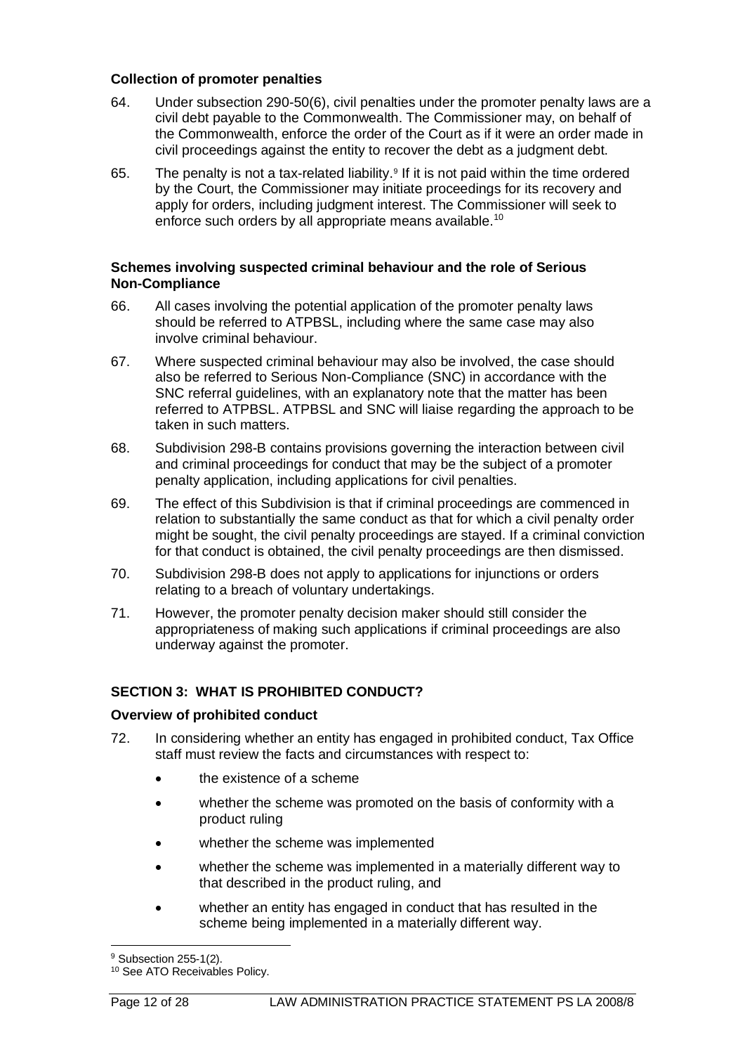### Collection of promoter penalties

64. Under subsection 290-50(6), civil penalties under the promoter penalty laws are a civil debt payable to the Commonwealth. The Commissioner may, on behalf of the Commonwealth, enforce the order of the Court as if it were an order made in civil proceedings against the entity to recover the debt as a judgment debt.

65. The penalty is not a tax-related liability.[9] If it is not paid within the time ordered by the Court, the Commissioner may initiate proceedings for its recovery and apply for orders, including judgment interest. The Commissioner will seek to enforce such orders by all appropriate means available.[10]

### Schemes involving suspected criminal behaviour and the role of Serious Non-Compliance

66. All cases involving the potential application of the promoter penalty laws should be referred to ATPBSL, including where the same case may also involve criminal behaviour.

67. Where suspected criminal behaviour may also be involved, the case should also be referred to Serious Non-Compliance (SNC) in accordance with the SNC referral guidelines, with an explanatory note that the matter has been referred to ATPBSL. ATPBSL and SNC will liaise regarding the approach to be taken in such matters.

68. Subdivision 298-B contains provisions governing the interaction between civil and criminal proceedings for conduct that may be the subject of a promoter penalty application, including applications for civil penalties.

69. The effect of this Subdivision is that if criminal proceedings are commenced in relation to substantially the same conduct as that for which a civil penalty order might be sought, the civil penalty proceedings are stayed. If a criminal conviction for that conduct is obtained, the civil penalty proceedings are then dismissed.

70. Subdivision 298-B does not apply to applications for injunctions or orders relating to a breach of voluntary undertakings.

71. However, the promoter penalty decision maker should still consider the appropriateness of making such applications if criminal proceedings are also underway against the promoter.

## SECTION 3: WHAT IS PROHIBITED CONDUCT?

### Overview of prohibited conduct

72. In considering whether an entity has engaged in prohibited conduct, Tax Office staff must review the facts and circumstances with respect to:

- the existence of a scheme
- whether the scheme was promoted on the basis of conformity with a product ruling
- whether the scheme was implemented
- whether the scheme was implemented in a materially different way to that described in the product ruling, and
- whether an entity has engaged in conduct that has resulted in the scheme being implemented in a materially different way.

---

[9] Subsection 255-1(2).

[10] See ATO Receivables Policy.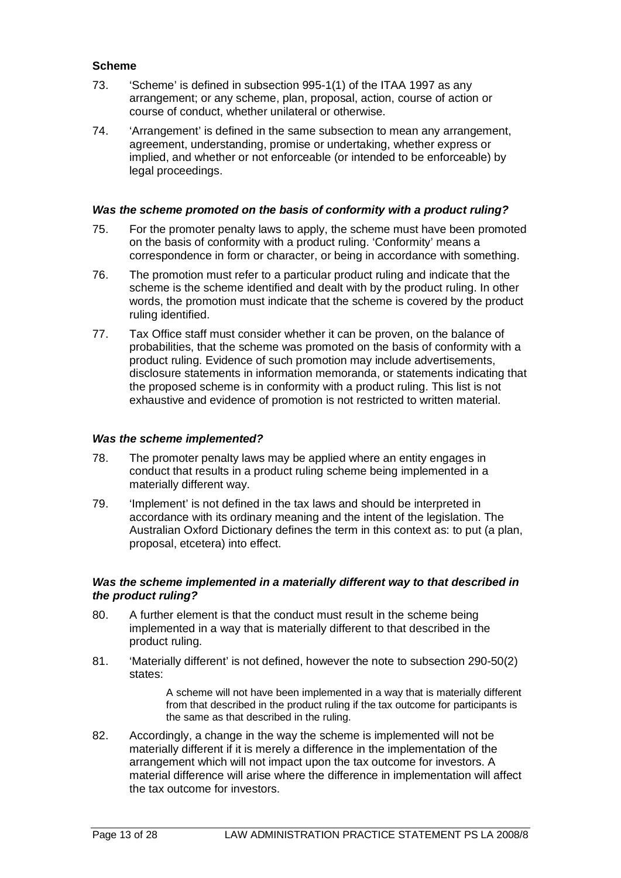### Scheme

73. 'Scheme' is defined in subsection 995-1(1) of the ITAA 1997 as any arrangement; or any scheme, plan, proposal, action, course of action or course of conduct, whether unilateral or otherwise.

74. 'Arrangement' is defined in the same subsection to mean any arrangement, agreement, understanding, promise or undertaking, whether express or implied, and whether or not enforceable (or intended to be enforceable) by legal proceedings.

### *Was the scheme promoted on the basis of conformity with a product ruling?*

75. For the promoter penalty laws to apply, the scheme must have been promoted on the basis of conformity with a product ruling. 'Conformity' means a correspondence in form or character, or being in accordance with something.

76. The promotion must refer to a particular product ruling and indicate that the scheme is the scheme identified and dealt with by the product ruling. In other words, the promotion must indicate that the scheme is covered by the product ruling identified.

77. Tax Office staff must consider whether it can be proven, on the balance of probabilities, that the scheme was promoted on the basis of conformity with a product ruling. Evidence of such promotion may include advertisements, disclosure statements in information memoranda, or statements indicating that the proposed scheme is in conformity with a product ruling. This list is not exhaustive and evidence of promotion is not restricted to written material.

### *Was the scheme implemented?*

78. The promoter penalty laws may be applied where an entity engages in conduct that results in a product ruling scheme being implemented in a materially different way.

79. 'Implement' is not defined in the tax laws and should be interpreted in accordance with its ordinary meaning and the intent of the legislation. The Australian Oxford Dictionary defines the term in this context as: to put (a plan, proposal, etcetera) into effect.

### *Was the scheme implemented in a materially different way to that described in the product ruling?*

80. A further element is that the conduct must result in the scheme being implemented in a way that is materially different to that described in the product ruling.

81. 'Materially different' is not defined, however the note to subsection 290-50(2) states:

> A scheme will not have been implemented in a way that is materially different from that described in the product ruling if the tax outcome for participants is the same as that described in the ruling.

82. Accordingly, a change in the way the scheme is implemented will not be materially different if it is merely a difference in the implementation of the arrangement which will not impact upon the tax outcome for investors. A material difference will arise where the difference in implementation will affect the tax outcome for investors.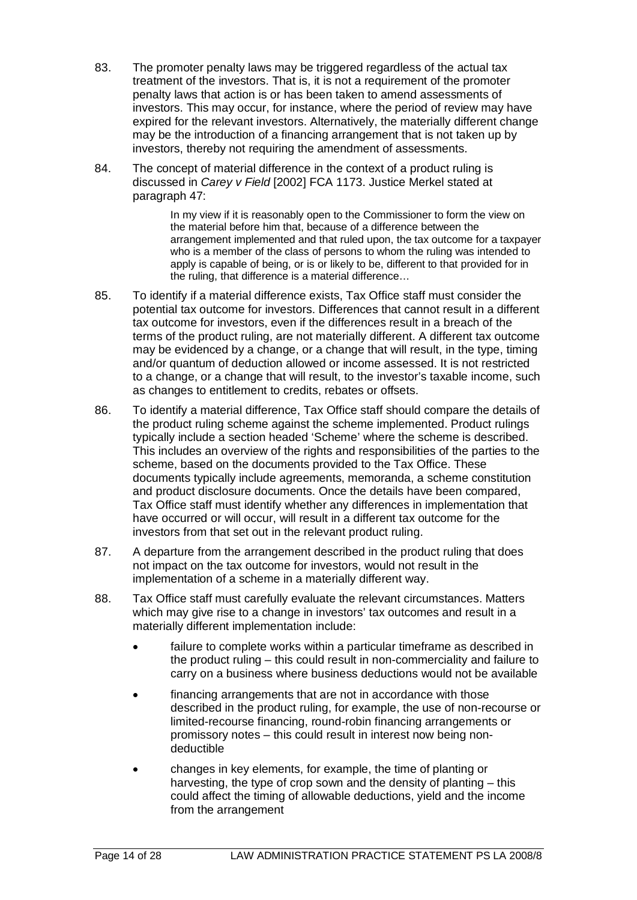83. The promoter penalty laws may be triggered regardless of the actual tax treatment of the investors. That is, it is not a requirement of the promoter penalty laws that action is or has been taken to amend assessments of investors. This may occur, for instance, where the period of review may have expired for the relevant investors. Alternatively, the materially different change may be the introduction of a financing arrangement that is not taken up by investors, thereby not requiring the amendment of assessments.

84. The concept of material difference in the context of a product ruling is discussed in *Carey v Field* [2002] FCA 1173. Justice Merkel stated at paragraph 47:

> In my view if it is reasonably open to the Commissioner to form the view on the material before him that, because of a difference between the arrangement implemented and that ruled upon, the tax outcome for a taxpayer who is a member of the class of persons to whom the ruling was intended to apply is capable of being, or is or likely to be, different to that provided for in the ruling, that difference is a material difference…

85. To identify if a material difference exists, Tax Office staff must consider the potential tax outcome for investors. Differences that cannot result in a different tax outcome for investors, even if the differences result in a breach of the terms of the product ruling, are not materially different. A different tax outcome may be evidenced by a change, or a change that will result, in the type, timing and/or quantum of deduction allowed or income assessed. It is not restricted to a change, or a change that will result, to the investor's taxable income, such as changes to entitlement to credits, rebates or offsets.

86. To identify a material difference, Tax Office staff should compare the details of the product ruling scheme against the scheme implemented. Product rulings typically include a section headed 'Scheme' where the scheme is described. This includes an overview of the rights and responsibilities of the parties to the scheme, based on the documents provided to the Tax Office. These documents typically include agreements, memoranda, a scheme constitution and product disclosure documents. Once the details have been compared, Tax Office staff must identify whether any differences in implementation that have occurred or will occur, will result in a different tax outcome for the investors from that set out in the relevant product ruling.

87. A departure from the arrangement described in the product ruling that does not impact on the tax outcome for investors, would not result in the implementation of a scheme in a materially different way.

88. Tax Office staff must carefully evaluate the relevant circumstances. Matters which may give rise to a change in investors' tax outcomes and result in a materially different implementation include:

- failure to complete works within a particular timeframe as described in the product ruling – this could result in non-commerciality and failure to carry on a business where business deductions would not be available
- financing arrangements that are not in accordance with those described in the product ruling, for example, the use of non-recourse or limited-recourse financing, round-robin financing arrangements or promissory notes – this could result in interest now being non-deductible
- changes in key elements, for example, the time of planting or harvesting, the type of crop sown and the density of planting – this could affect the timing of allowable deductions, yield and the income from the arrangement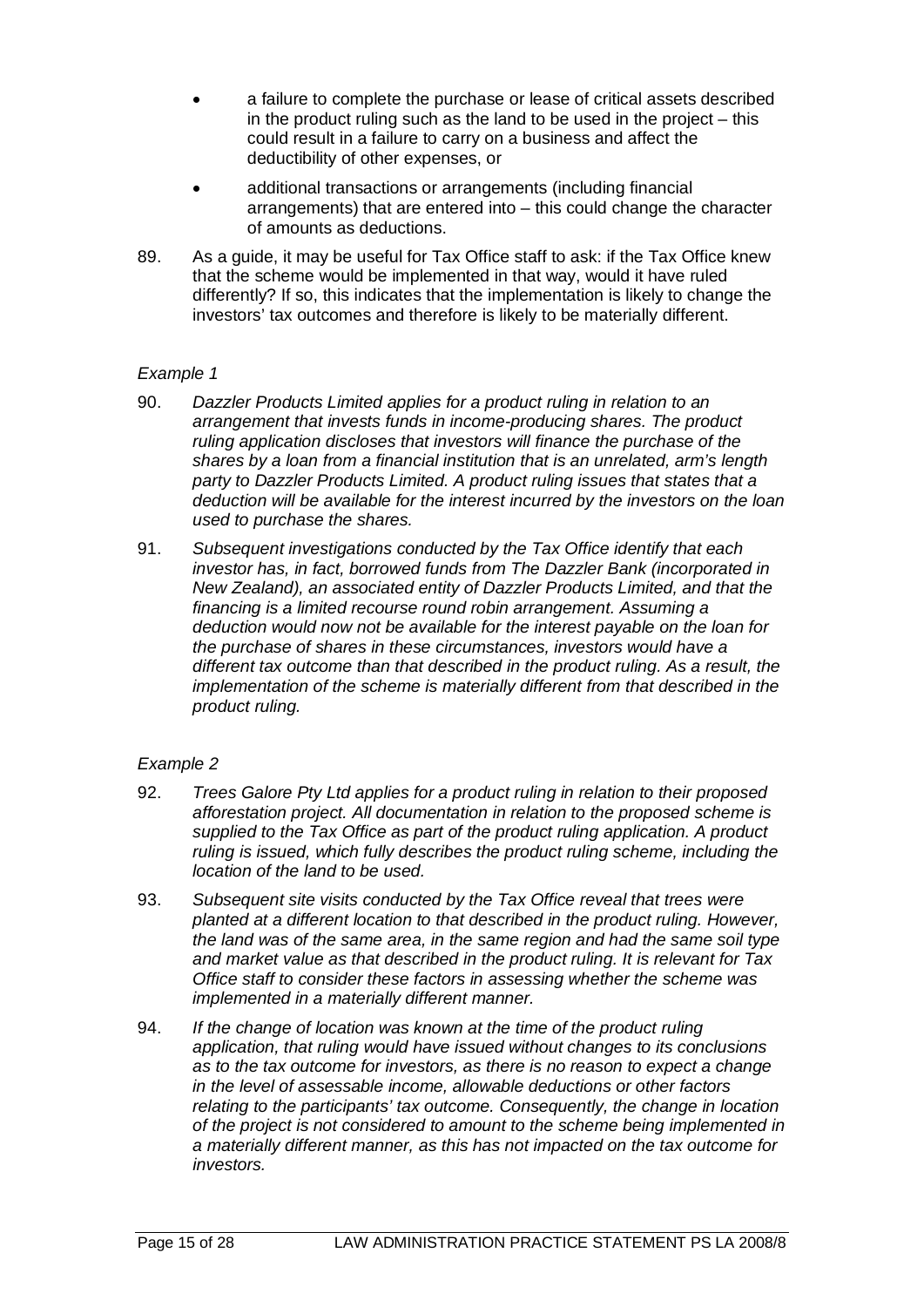- a failure to complete the purchase or lease of critical assets described in the product ruling such as the land to be used in the project – this could result in a failure to carry on a business and affect the deductibility of other expenses, or
- additional transactions or arrangements (including financial arrangements) that are entered into – this could change the character of amounts as deductions.

89. As a guide, it may be useful for Tax Office staff to ask: if the Tax Office knew that the scheme would be implemented in that way, would it have ruled differently? If so, this indicates that the implementation is likely to change the investors' tax outcomes and therefore is likely to be materially different.

*Example 1*

90. *Dazzler Products Limited applies for a product ruling in relation to an arrangement that invests funds in income-producing shares. The product ruling application discloses that investors will finance the purchase of the shares by a loan from a financial institution that is an unrelated, arm's length party to Dazzler Products Limited. A product ruling issues that states that a deduction will be available for the interest incurred by the investors on the loan used to purchase the shares.*

91. *Subsequent investigations conducted by the Tax Office identify that each investor has, in fact, borrowed funds from The Dazzler Bank (incorporated in New Zealand), an associated entity of Dazzler Products Limited, and that the financing is a limited recourse round robin arrangement. Assuming a deduction would now not be available for the interest payable on the loan for the purchase of shares in these circumstances, investors would have a different tax outcome than that described in the product ruling. As a result, the implementation of the scheme is materially different from that described in the product ruling.*

*Example 2*

92. *Trees Galore Pty Ltd applies for a product ruling in relation to their proposed afforestation project. All documentation in relation to the proposed scheme is supplied to the Tax Office as part of the product ruling application. A product ruling is issued, which fully describes the product ruling scheme, including the location of the land to be used.*

93. *Subsequent site visits conducted by the Tax Office reveal that trees were planted at a different location to that described in the product ruling. However, the land was of the same area, in the same region and had the same soil type and market value as that described in the product ruling. It is relevant for Tax Office staff to consider these factors in assessing whether the scheme was implemented in a materially different manner.*

94. *If the change of location was known at the time of the product ruling application, that ruling would have issued without changes to its conclusions as to the tax outcome for investors, as there is no reason to expect a change in the level of assessable income, allowable deductions or other factors relating to the participants' tax outcome. Consequently, the change in location of the project is not considered to amount to the scheme being implemented in a materially different manner, as this has not impacted on the tax outcome for investors.*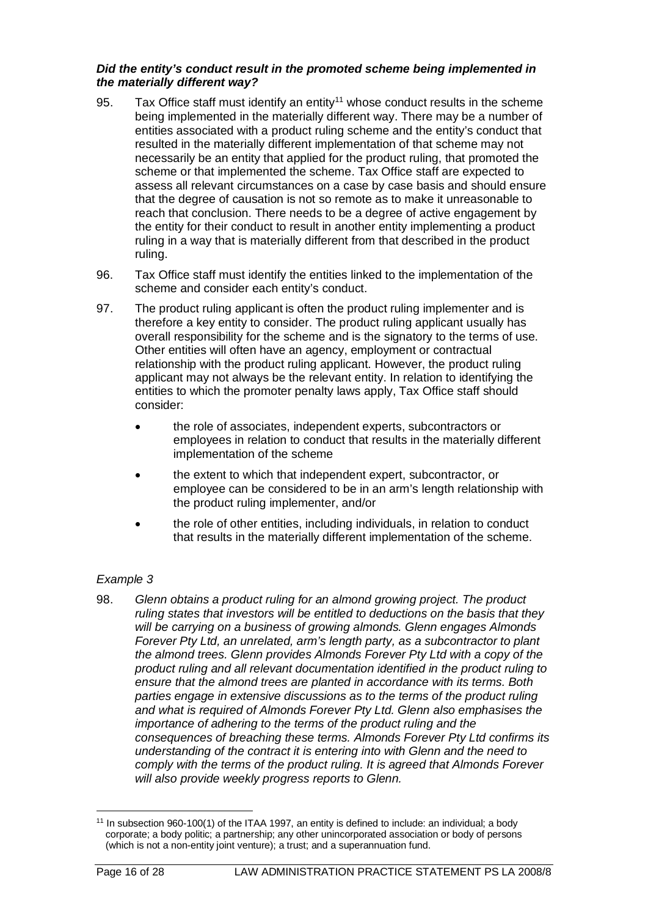### *Did the entity's conduct result in the promoted scheme being implemented in the materially different way?*

95. Tax Office staff must identify an entity[11] whose conduct results in the scheme being implemented in the materially different way. There may be a number of entities associated with a product ruling scheme and the entity's conduct that resulted in the materially different implementation of that scheme may not necessarily be an entity that applied for the product ruling, that promoted the scheme or that implemented the scheme. Tax Office staff are expected to assess all relevant circumstances on a case by case basis and should ensure that the degree of causation is not so remote as to make it unreasonable to reach that conclusion. There needs to be a degree of active engagement by the entity for their conduct to result in another entity implementing a product ruling in a way that is materially different from that described in the product ruling.

96. Tax Office staff must identify the entities linked to the implementation of the scheme and consider each entity's conduct.

97. The product ruling applicant is often the product ruling implementer and is therefore a key entity to consider. The product ruling applicant usually has overall responsibility for the scheme and is the signatory to the terms of use. Other entities will often have an agency, employment or contractual relationship with the product ruling applicant. However, the product ruling applicant may not always be the relevant entity. In relation to identifying the entities to which the promoter penalty laws apply, Tax Office staff should consider:

- the role of associates, independent experts, subcontractors or employees in relation to conduct that results in the materially different implementation of the scheme
- the extent to which that independent expert, subcontractor, or employee can be considered to be in an arm's length relationship with the product ruling implementer, and/or
- the role of other entities, including individuals, in relation to conduct that results in the materially different implementation of the scheme.

*Example 3*

98. *Glenn obtains a product ruling for an almond growing project. The product ruling states that investors will be entitled to deductions on the basis that they will be carrying on a business of growing almonds. Glenn engages Almonds Forever Pty Ltd, an unrelated, arm's length party, as a subcontractor to plant the almond trees. Glenn provides Almonds Forever Pty Ltd with a copy of the product ruling and all relevant documentation identified in the product ruling to ensure that the almond trees are planted in accordance with its terms. Both parties engage in extensive discussions as to the terms of the product ruling and what is required of Almonds Forever Pty Ltd. Glenn also emphasises the importance of adhering to the terms of the product ruling and the consequences of breaching these terms. Almonds Forever Pty Ltd confirms its understanding of the contract it is entering into with Glenn and the need to comply with the terms of the product ruling. It is agreed that Almonds Forever will also provide weekly progress reports to Glenn.*

---

[11] In subsection 960-100(1) of the ITAA 1997, an entity is defined to include: an individual; a body corporate; a body politic; a partnership; any other unincorporated association or body of persons (which is not a non-entity joint venture); a trust; and a superannuation fund.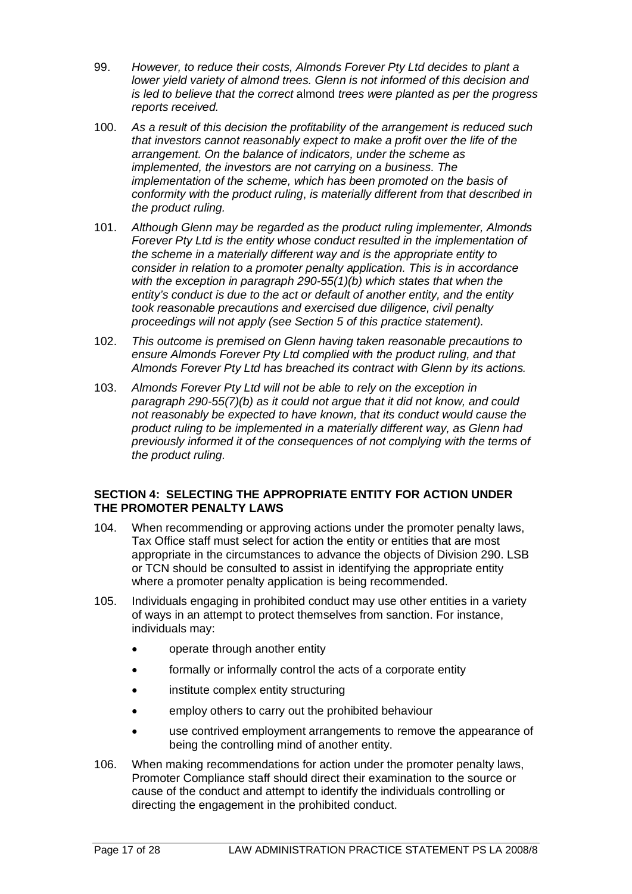99. *However, to reduce their costs, Almonds Forever Pty Ltd decides to plant a lower yield variety of almond trees. Glenn is not informed of this decision and is led to believe that the correct* almond *trees were planted as per the progress reports received.*

100. *As a result of this decision the profitability of the arrangement is reduced such that investors cannot reasonably expect to make a profit over the life of the arrangement. On the balance of indicators, under the scheme as implemented, the investors are not carrying on a business. The implementation of the scheme, which has been promoted on the basis of conformity with the product ruling*, *is materially different from that described in the product ruling.*

101. *Although Glenn may be regarded as the product ruling implementer, Almonds Forever Pty Ltd is the entity whose conduct resulted in the implementation of the scheme in a materially different way and is the appropriate entity to consider in relation to a promoter penalty application. This is in accordance with the exception in paragraph 290-55(1)(b) which states that when the entity's conduct is due to the act or default of another entity, and the entity took reasonable precautions and exercised due diligence, civil penalty proceedings will not apply (see Section 5 of this practice statement).*

102. *This outcome is premised on Glenn having taken reasonable precautions to ensure Almonds Forever Pty Ltd complied with the product ruling, and that Almonds Forever Pty Ltd has breached its contract with Glenn by its actions.*

103. *Almonds Forever Pty Ltd will not be able to rely on the exception in paragraph 290-55(7)(b) as it could not argue that it did not know, and could not reasonably be expected to have known, that its conduct would cause the product ruling to be implemented in a materially different way, as Glenn had previously informed it of the consequences of not complying with the terms of the product ruling.*

## SECTION 4: SELECTING THE APPROPRIATE ENTITY FOR ACTION UNDER THE PROMOTER PENALTY LAWS

104. When recommending or approving actions under the promoter penalty laws, Tax Office staff must select for action the entity or entities that are most appropriate in the circumstances to advance the objects of Division 290. LSB or TCN should be consulted to assist in identifying the appropriate entity where a promoter penalty application is being recommended.

105. Individuals engaging in prohibited conduct may use other entities in a variety of ways in an attempt to protect themselves from sanction. For instance, individuals may:

- operate through another entity
- formally or informally control the acts of a corporate entity
- institute complex entity structuring
- employ others to carry out the prohibited behaviour
- use contrived employment arrangements to remove the appearance of being the controlling mind of another entity.

106. When making recommendations for action under the promoter penalty laws, Promoter Compliance staff should direct their examination to the source or cause of the conduct and attempt to identify the individuals controlling or directing the engagement in the prohibited conduct.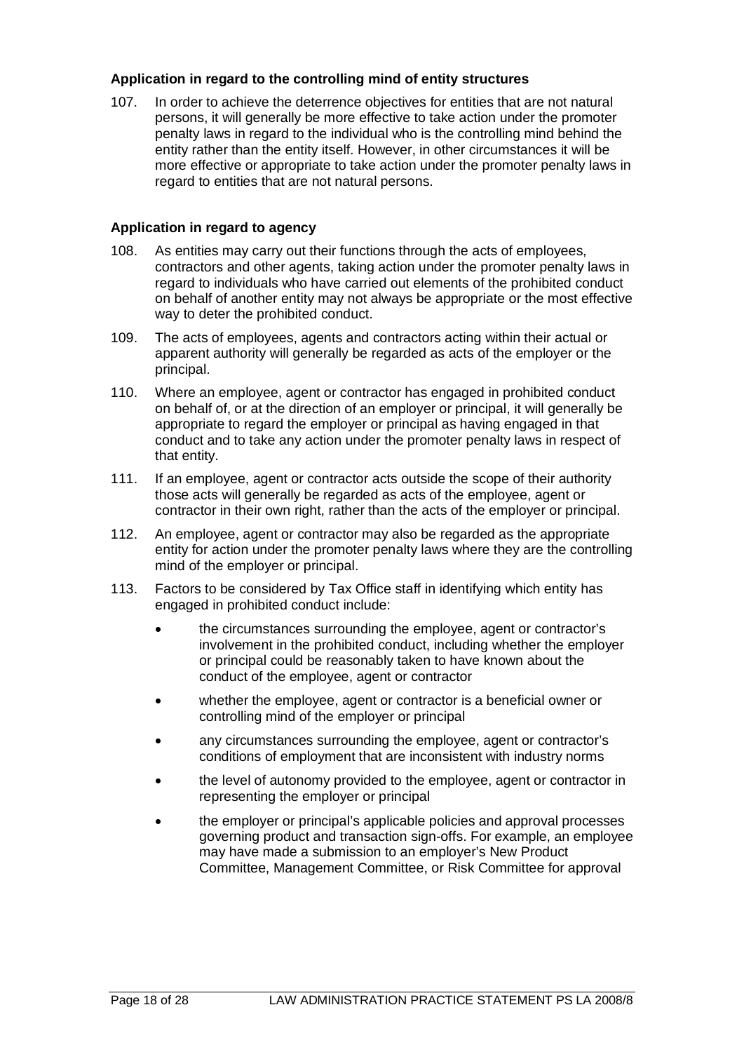### Application in regard to the controlling mind of entity structures

107. In order to achieve the deterrence objectives for entities that are not natural persons, it will generally be more effective to take action under the promoter penalty laws in regard to the individual who is the controlling mind behind the entity rather than the entity itself. However, in other circumstances it will be more effective or appropriate to take action under the promoter penalty laws in regard to entities that are not natural persons.

### Application in regard to agency

108. As entities may carry out their functions through the acts of employees, contractors and other agents, taking action under the promoter penalty laws in regard to individuals who have carried out elements of the prohibited conduct on behalf of another entity may not always be appropriate or the most effective way to deter the prohibited conduct.

109. The acts of employees, agents and contractors acting within their actual or apparent authority will generally be regarded as acts of the employer or the principal.

110. Where an employee, agent or contractor has engaged in prohibited conduct on behalf of, or at the direction of an employer or principal, it will generally be appropriate to regard the employer or principal as having engaged in that conduct and to take any action under the promoter penalty laws in respect of that entity.

111. If an employee, agent or contractor acts outside the scope of their authority those acts will generally be regarded as acts of the employee, agent or contractor in their own right, rather than the acts of the employer or principal.

112. An employee, agent or contractor may also be regarded as the appropriate entity for action under the promoter penalty laws where they are the controlling mind of the employer or principal.

113. Factors to be considered by Tax Office staff in identifying which entity has engaged in prohibited conduct include:

- the circumstances surrounding the employee, agent or contractor's involvement in the prohibited conduct, including whether the employer or principal could be reasonably taken to have known about the conduct of the employee, agent or contractor
- whether the employee, agent or contractor is a beneficial owner or controlling mind of the employer or principal
- any circumstances surrounding the employee, agent or contractor's conditions of employment that are inconsistent with industry norms
- the level of autonomy provided to the employee, agent or contractor in representing the employer or principal
- the employer or principal's applicable policies and approval processes governing product and transaction sign-offs. For example, an employee may have made a submission to an employer's New Product Committee, Management Committee, or Risk Committee for approval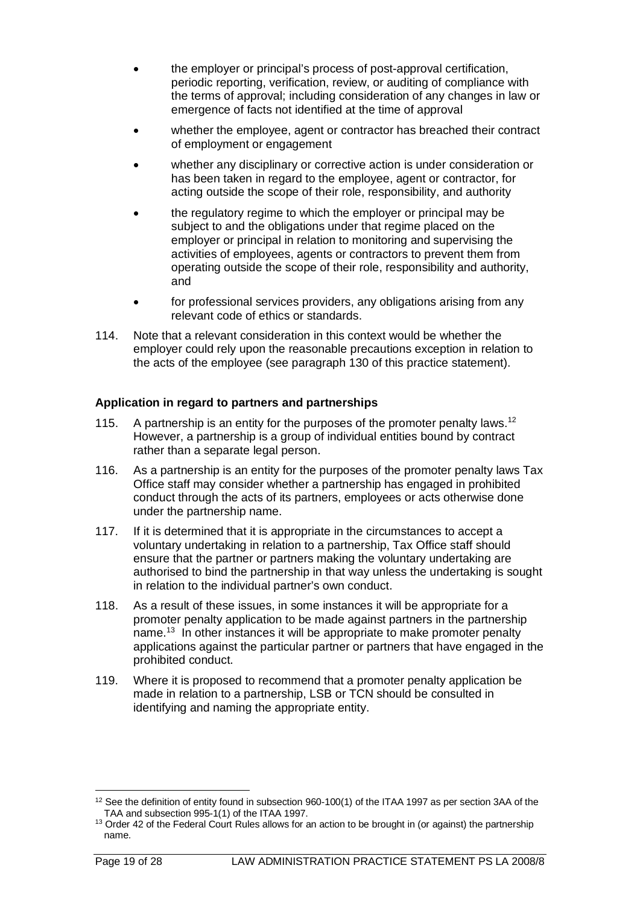- the employer or principal's process of post-approval certification, periodic reporting, verification, review, or auditing of compliance with the terms of approval; including consideration of any changes in law or emergence of facts not identified at the time of approval
- whether the employee, agent or contractor has breached their contract of employment or engagement
- whether any disciplinary or corrective action is under consideration or has been taken in regard to the employee, agent or contractor, for acting outside the scope of their role, responsibility, and authority
- the regulatory regime to which the employer or principal may be subject to and the obligations under that regime placed on the employer or principal in relation to monitoring and supervising the activities of employees, agents or contractors to prevent them from operating outside the scope of their role, responsibility and authority, and
- for professional services providers, any obligations arising from any relevant code of ethics or standards.

114. Note that a relevant consideration in this context would be whether the employer could rely upon the reasonable precautions exception in relation to the acts of the employee (see paragraph 130 of this practice statement).

### Application in regard to partners and partnerships

115. A partnership is an entity for the purposes of the promoter penalty laws.[12] However, a partnership is a group of individual entities bound by contract rather than a separate legal person.

116. As a partnership is an entity for the purposes of the promoter penalty laws Tax Office staff may consider whether a partnership has engaged in prohibited conduct through the acts of its partners, employees or acts otherwise done under the partnership name.

117. If it is determined that it is appropriate in the circumstances to accept a voluntary undertaking in relation to a partnership, Tax Office staff should ensure that the partner or partners making the voluntary undertaking are authorised to bind the partnership in that way unless the undertaking is sought in relation to the individual partner's own conduct.

118. As a result of these issues, in some instances it will be appropriate for a promoter penalty application to be made against partners in the partnership name.[13] In other instances it will be appropriate to make promoter penalty applications against the particular partner or partners that have engaged in the prohibited conduct.

119. Where it is proposed to recommend that a promoter penalty application be made in relation to a partnership, LSB or TCN should be consulted in identifying and naming the appropriate entity.

---

[12] See the definition of entity found in subsection 960-100(1) of the ITAA 1997 as per section 3AA of the TAA and subsection 995-1(1) of the ITAA 1997.

[13] Order 42 of the Federal Court Rules allows for an action to be brought in (or against) the partnership name.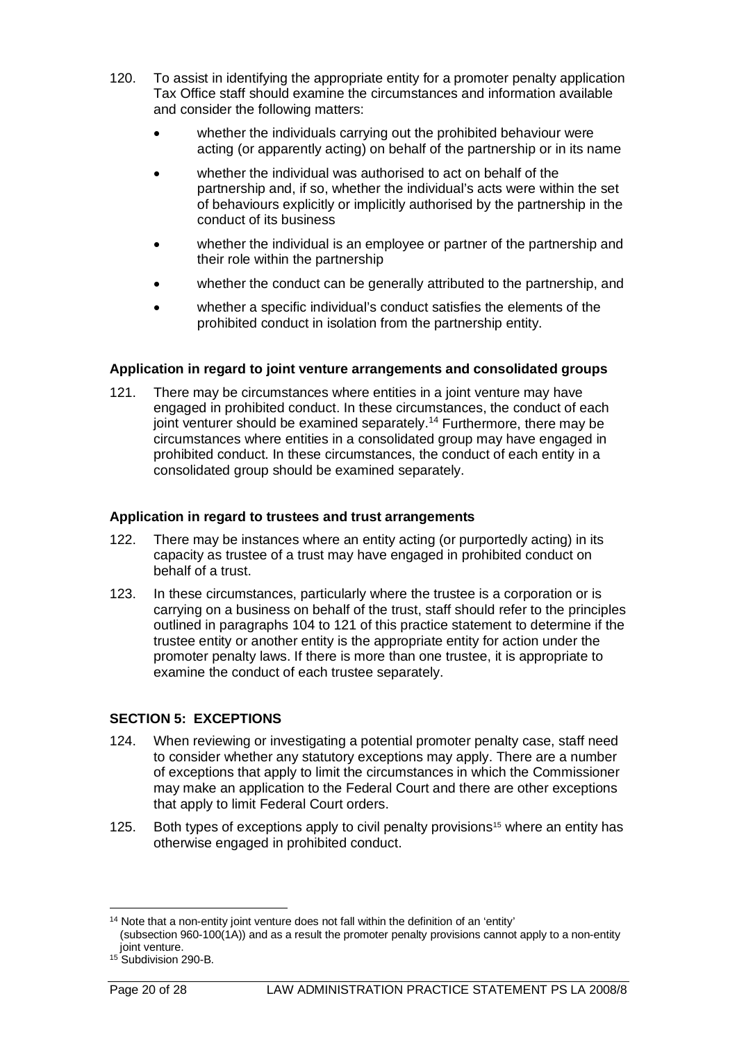120. To assist in identifying the appropriate entity for a promoter penalty application Tax Office staff should examine the circumstances and information available and consider the following matters:

- whether the individuals carrying out the prohibited behaviour were acting (or apparently acting) on behalf of the partnership or in its name
- whether the individual was authorised to act on behalf of the partnership and, if so, whether the individual's acts were within the set of behaviours explicitly or implicitly authorised by the partnership in the conduct of its business
- whether the individual is an employee or partner of the partnership and their role within the partnership
- whether the conduct can be generally attributed to the partnership, and
- whether a specific individual's conduct satisfies the elements of the prohibited conduct in isolation from the partnership entity.

**Application in regard to joint venture arrangements and consolidated groups**

121. There may be circumstances where entities in a joint venture may have engaged in prohibited conduct. In these circumstances, the conduct of each joint venturer should be examined separately.[14] Furthermore, there may be circumstances where entities in a consolidated group may have engaged in prohibited conduct. In these circumstances, the conduct of each entity in a consolidated group should be examined separately.

**Application in regard to trustees and trust arrangements**

122. There may be instances where an entity acting (or purportedly acting) in its capacity as trustee of a trust may have engaged in prohibited conduct on behalf of a trust.

123. In these circumstances, particularly where the trustee is a corporation or is carrying on a business on behalf of the trust, staff should refer to the principles outlined in paragraphs 104 to 121 of this practice statement to determine if the trustee entity or another entity is the appropriate entity for action under the promoter penalty laws. If there is more than one trustee, it is appropriate to examine the conduct of each trustee separately.

## SECTION 5: EXCEPTIONS

124. When reviewing or investigating a potential promoter penalty case, staff need to consider whether any statutory exceptions may apply. There are a number of exceptions that apply to limit the circumstances in which the Commissioner may make an application to the Federal Court and there are other exceptions that apply to limit Federal Court orders.

125. Both types of exceptions apply to civil penalty provisions[15] where an entity has otherwise engaged in prohibited conduct.

---

[14] Note that a non-entity joint venture does not fall within the definition of an 'entity' (subsection 960-100(1A)) and as a result the promoter penalty provisions cannot apply to a non-entity joint venture.

[15] Subdivision 290-B.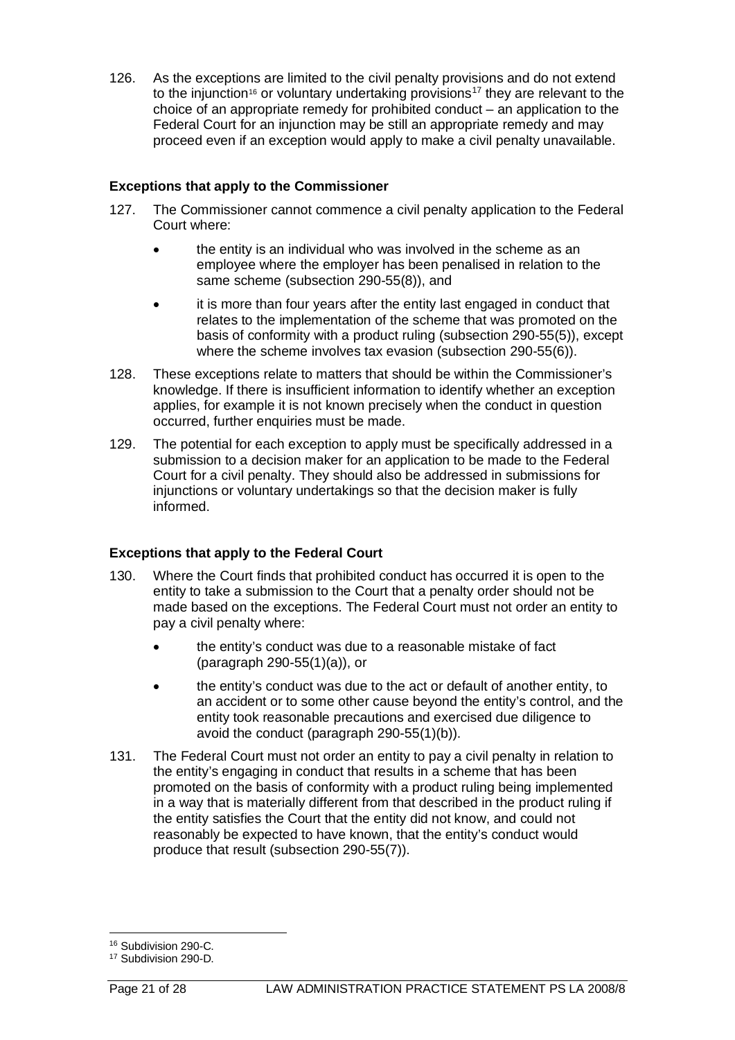126. As the exceptions are limited to the civil penalty provisions and do not extend to the injunction[16] or voluntary undertaking provisions[17] they are relevant to the choice of an appropriate remedy for prohibited conduct – an application to the Federal Court for an injunction may be still an appropriate remedy and may proceed even if an exception would apply to make a civil penalty unavailable.

### Exceptions that apply to the Commissioner

127. The Commissioner cannot commence a civil penalty application to the Federal Court where:

   - the entity is an individual who was involved in the scheme as an employee where the employer has been penalised in relation to the same scheme (subsection 290-55(8)), and
   - it is more than four years after the entity last engaged in conduct that relates to the implementation of the scheme that was promoted on the basis of conformity with a product ruling (subsection 290-55(5)), except where the scheme involves tax evasion (subsection 290-55(6)).

128. These exceptions relate to matters that should be within the Commissioner's knowledge. If there is insufficient information to identify whether an exception applies, for example it is not known precisely when the conduct in question occurred, further enquiries must be made.

129. The potential for each exception to apply must be specifically addressed in a submission to a decision maker for an application to be made to the Federal Court for a civil penalty. They should also be addressed in submissions for injunctions or voluntary undertakings so that the decision maker is fully informed.

### Exceptions that apply to the Federal Court

130. Where the Court finds that prohibited conduct has occurred it is open to the entity to take a submission to the Court that a penalty order should not be made based on the exceptions. The Federal Court must not order an entity to pay a civil penalty where:

   - the entity's conduct was due to a reasonable mistake of fact (paragraph 290-55(1)(a)), or
   - the entity's conduct was due to the act or default of another entity, to an accident or to some other cause beyond the entity's control, and the entity took reasonable precautions and exercised due diligence to avoid the conduct (paragraph 290-55(1)(b)).

131. The Federal Court must not order an entity to pay a civil penalty in relation to the entity's engaging in conduct that results in a scheme that has been promoted on the basis of conformity with a product ruling being implemented in a way that is materially different from that described in the product ruling if the entity satisfies the Court that the entity did not know, and could not reasonably be expected to have known, that the entity's conduct would produce that result (subsection 290-55(7)).

---

[16] Subdivision 290-C.

[17] Subdivision 290-D.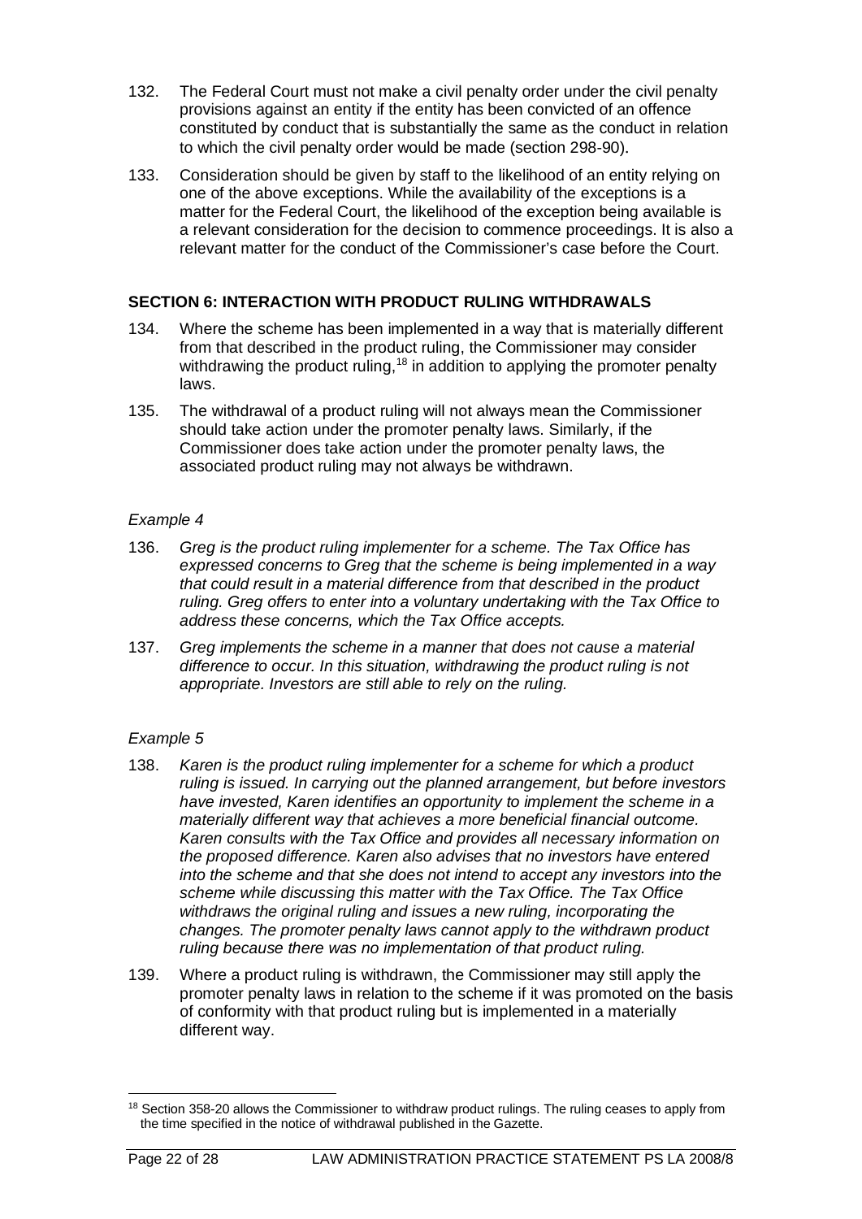132. The Federal Court must not make a civil penalty order under the civil penalty provisions against an entity if the entity has been convicted of an offence constituted by conduct that is substantially the same as the conduct in relation to which the civil penalty order would be made (section 298-90).

133. Consideration should be given by staff to the likelihood of an entity relying on one of the above exceptions. While the availability of the exceptions is a matter for the Federal Court, the likelihood of the exception being available is a relevant consideration for the decision to commence proceedings. It is also a relevant matter for the conduct of the Commissioner's case before the Court.

### SECTION 6: INTERACTION WITH PRODUCT RULING WITHDRAWALS

134. Where the scheme has been implemented in a way that is materially different from that described in the product ruling, the Commissioner may consider withdrawing the product ruling,[18] in addition to applying the promoter penalty laws.

135. The withdrawal of a product ruling will not always mean the Commissioner should take action under the promoter penalty laws. Similarly, if the Commissioner does take action under the promoter penalty laws, the associated product ruling may not always be withdrawn.

*Example 4*

136. *Greg is the product ruling implementer for a scheme. The Tax Office has expressed concerns to Greg that the scheme is being implemented in a way that could result in a material difference from that described in the product ruling. Greg offers to enter into a voluntary undertaking with the Tax Office to address these concerns, which the Tax Office accepts.*

137. *Greg implements the scheme in a manner that does not cause a material difference to occur. In this situation, withdrawing the product ruling is not appropriate. Investors are still able to rely on the ruling.*

*Example 5*

138. *Karen is the product ruling implementer for a scheme for which a product ruling is issued. In carrying out the planned arrangement, but before investors have invested, Karen identifies an opportunity to implement the scheme in a materially different way that achieves a more beneficial financial outcome. Karen consults with the Tax Office and provides all necessary information on the proposed difference. Karen also advises that no investors have entered into the scheme and that she does not intend to accept any investors into the scheme while discussing this matter with the Tax Office. The Tax Office withdraws the original ruling and issues a new ruling, incorporating the changes. The promoter penalty laws cannot apply to the withdrawn product ruling because there was no implementation of that product ruling.*

139. Where a product ruling is withdrawn, the Commissioner may still apply the promoter penalty laws in relation to the scheme if it was promoted on the basis of conformity with that product ruling but is implemented in a materially different way.

---

[18] Section 358-20 allows the Commissioner to withdraw product rulings. The ruling ceases to apply from the time specified in the notice of withdrawal published in the Gazette.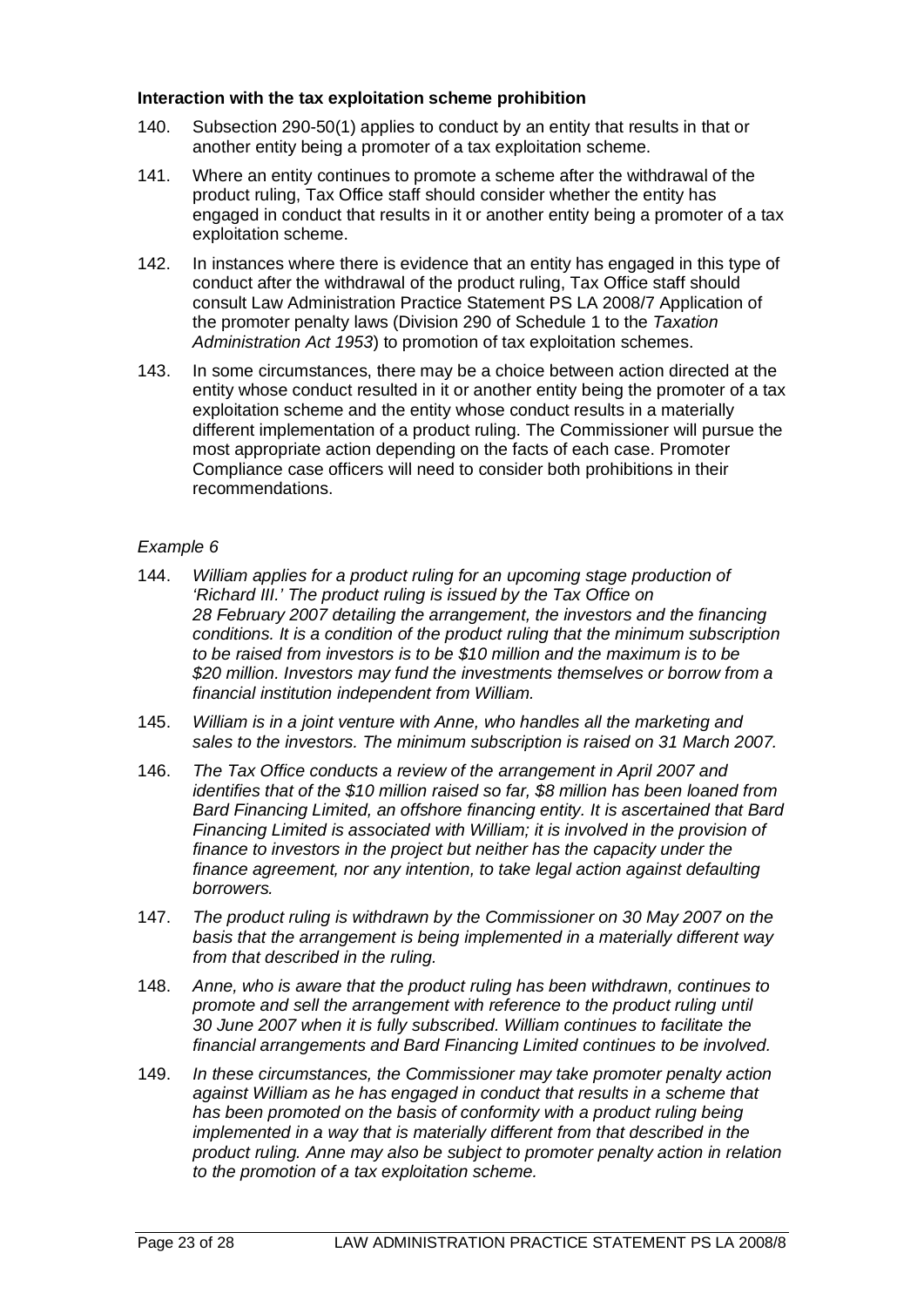### Interaction with the tax exploitation scheme prohibition

140. Subsection 290-50(1) applies to conduct by an entity that results in that or another entity being a promoter of a tax exploitation scheme.

141. Where an entity continues to promote a scheme after the withdrawal of the product ruling, Tax Office staff should consider whether the entity has engaged in conduct that results in it or another entity being a promoter of a tax exploitation scheme.

142. In instances where there is evidence that an entity has engaged in this type of conduct after the withdrawal of the product ruling, Tax Office staff should consult Law Administration Practice Statement PS LA 2008/7 Application of the promoter penalty laws (Division 290 of Schedule 1 to the *Taxation Administration Act 1953*) to promotion of tax exploitation schemes.

143. In some circumstances, there may be a choice between action directed at the entity whose conduct resulted in it or another entity being the promoter of a tax exploitation scheme and the entity whose conduct results in a materially different implementation of a product ruling. The Commissioner will pursue the most appropriate action depending on the facts of each case. Promoter Compliance case officers will need to consider both prohibitions in their recommendations.

*Example 6*

144. *William applies for a product ruling for an upcoming stage production of 'Richard III.' The product ruling is issued by the Tax Office on 28 February 2007 detailing the arrangement, the investors and the financing conditions. It is a condition of the product ruling that the minimum subscription to be raised from investors is to be $10 million and the maximum is to be $20 million. Investors may fund the investments themselves or borrow from a financial institution independent from William.*

145. *William is in a joint venture with Anne, who handles all the marketing and sales to the investors. The minimum subscription is raised on 31 March 2007.*

146. *The Tax Office conducts a review of the arrangement in April 2007 and identifies that of the $10 million raised so far, $8 million has been loaned from Bard Financing Limited, an offshore financing entity. It is ascertained that Bard Financing Limited is associated with William; it is involved in the provision of finance to investors in the project but neither has the capacity under the finance agreement, nor any intention, to take legal action against defaulting borrowers.*

147. *The product ruling is withdrawn by the Commissioner on 30 May 2007 on the basis that the arrangement is being implemented in a materially different way from that described in the ruling.*

148. *Anne, who is aware that the product ruling has been withdrawn, continues to promote and sell the arrangement with reference to the product ruling until 30 June 2007 when it is fully subscribed. William continues to facilitate the financial arrangements and Bard Financing Limited continues to be involved.*

149. *In these circumstances, the Commissioner may take promoter penalty action against William as he has engaged in conduct that results in a scheme that has been promoted on the basis of conformity with a product ruling being implemented in a way that is materially different from that described in the product ruling. Anne may also be subject to promoter penalty action in relation to the promotion of a tax exploitation scheme.*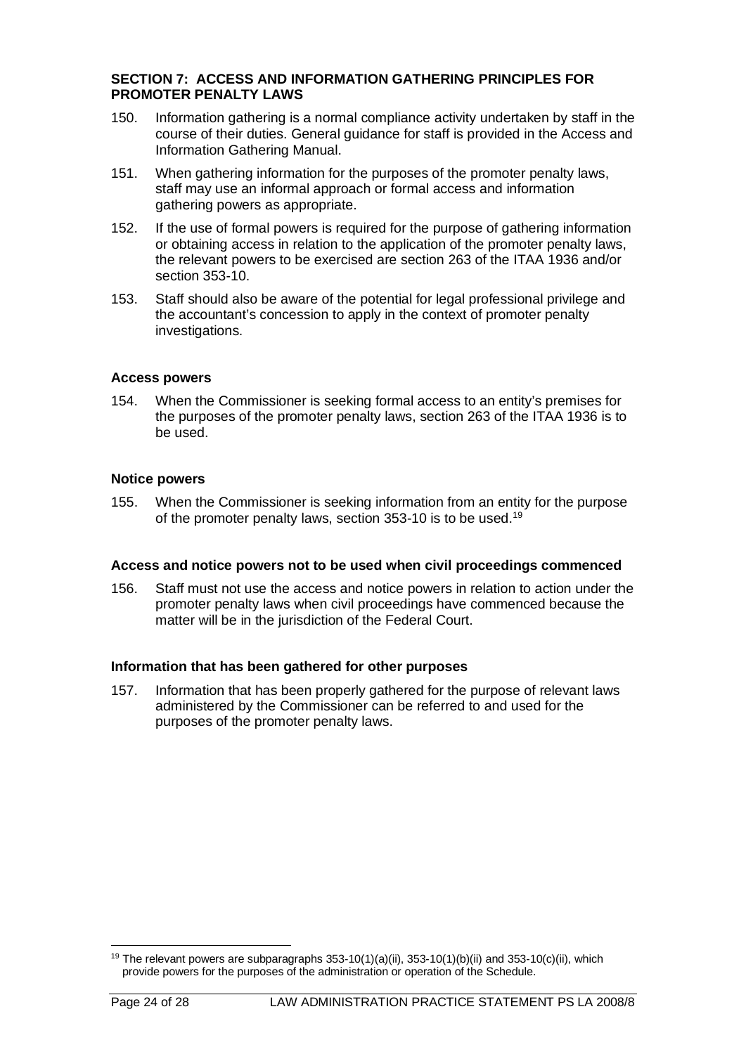## SECTION 7: ACCESS AND INFORMATION GATHERING PRINCIPLES FOR PROMOTER PENALTY LAWS

150. Information gathering is a normal compliance activity undertaken by staff in the course of their duties. General guidance for staff is provided in the Access and Information Gathering Manual.

151. When gathering information for the purposes of the promoter penalty laws, staff may use an informal approach or formal access and information gathering powers as appropriate.

152. If the use of formal powers is required for the purpose of gathering information or obtaining access in relation to the application of the promoter penalty laws, the relevant powers to be exercised are section 263 of the ITAA 1936 and/or section 353-10.

153. Staff should also be aware of the potential for legal professional privilege and the accountant's concession to apply in the context of promoter penalty investigations.

### Access powers

154. When the Commissioner is seeking formal access to an entity's premises for the purposes of the promoter penalty laws, section 263 of the ITAA 1936 is to be used.

### Notice powers

155. When the Commissioner is seeking information from an entity for the purpose of the promoter penalty laws, section 353-10 is to be used.[19]

### Access and notice powers not to be used when civil proceedings commenced

156. Staff must not use the access and notice powers in relation to action under the promoter penalty laws when civil proceedings have commenced because the matter will be in the jurisdiction of the Federal Court.

### Information that has been gathered for other purposes

157. Information that has been properly gathered for the purpose of relevant laws administered by the Commissioner can be referred to and used for the purposes of the promoter penalty laws.

---

[19] The relevant powers are subparagraphs 353-10(1)(a)(ii), 353-10(1)(b)(ii) and 353-10(c)(ii), which provide powers for the purposes of the administration or operation of the Schedule.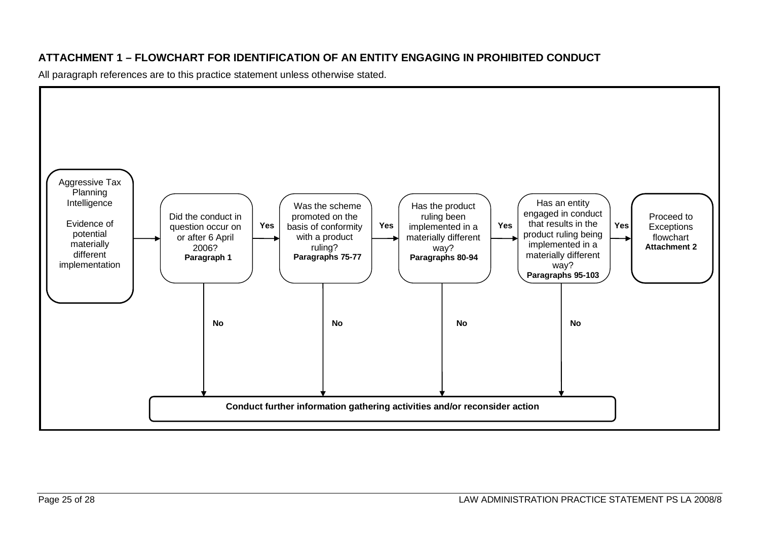## ATTACHMENT 1 – FLOWCHART FOR IDENTIFICATION OF AN ENTITY ENGAGING IN PROHIBITED CONDUCT

All paragraph references are to this practice statement unless otherwise stated.

Aggressive Tax Planning Intelligence

Evidence of potential materially different implementation

→ Did the conduct in question occur on or after 6 April 2006? **Paragraph 1**

**Yes** → Was the scheme promoted on the basis of conformity with a product ruling? **Paragraphs 75-77**

**Yes** → Has the product ruling been implemented in a materially different way? **Paragraphs 80-94**

**Yes** → Has an entity engaged in conduct that results in the product ruling being implemented in a materially different way? **Paragraphs 95-103**

**Yes** → Proceed to Exceptions flowchart **Attachment 2**

**No** (at any question) → **Conduct further information gathering activities and/or reconsider action**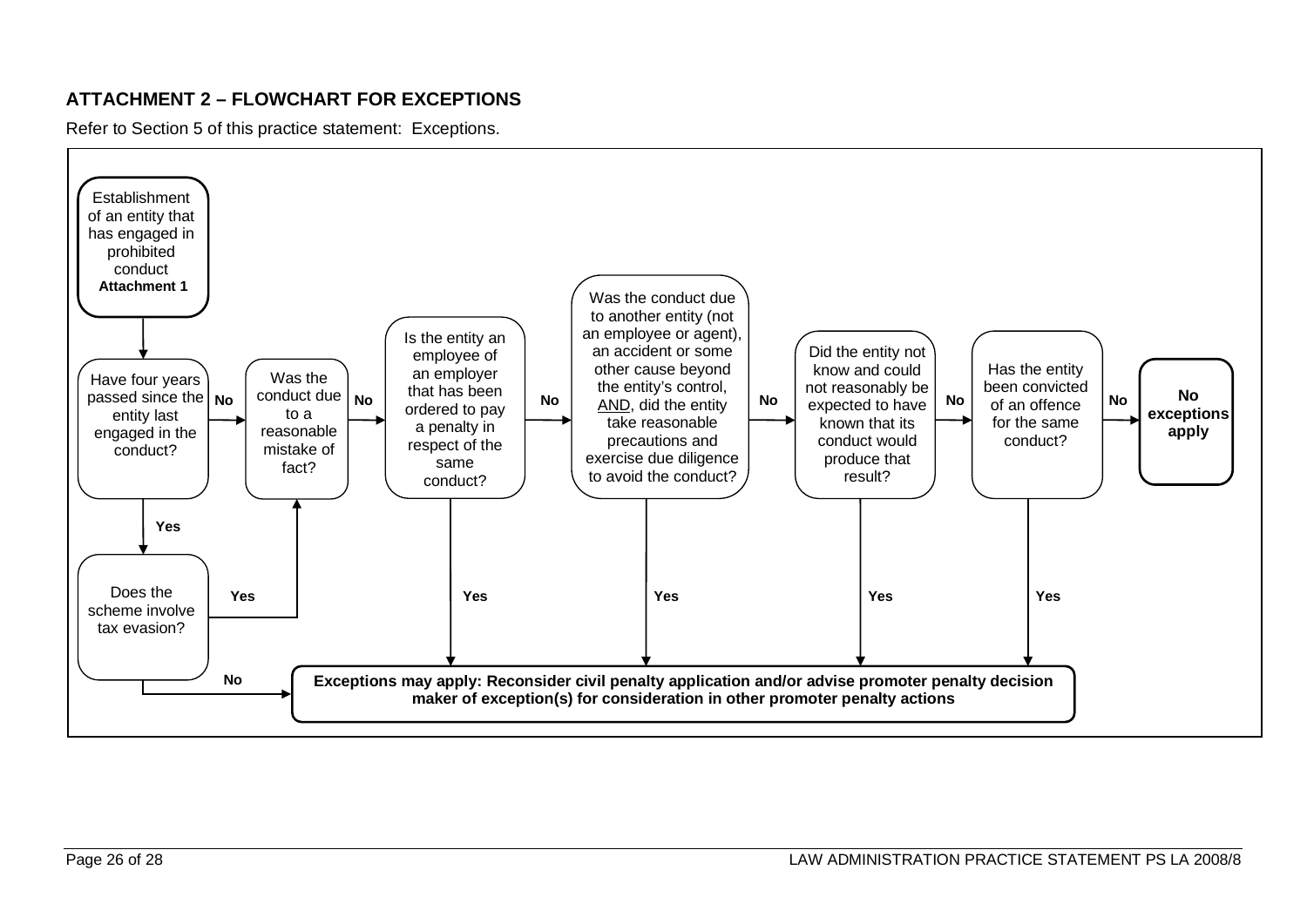## ATTACHMENT 2 – FLOWCHART FOR EXCEPTIONS

Refer to Section 5 of this practice statement: Exceptions.

Establishment of an entity that has engaged in prohibited conduct **Attachment 1**

↓

Have four years passed since the entity last engaged in the conduct?

- **No** → Was the conduct due to a reasonable mistake of fact?
- **Yes** → Does the scheme involve tax evasion?
  - **Yes** → Was the conduct due to a reasonable mistake of fact?
  - **No** → Exceptions may apply

Was the conduct due to a reasonable mistake of fact?

- **No** → Is the entity an employee of an employer that has been ordered to pay a penalty in respect of the same conduct?

Is the entity an employee of an employer that has been ordered to pay a penalty in respect of the same conduct?

- **Yes** → Exceptions may apply
- **No** → Was the conduct due to another entity (not an employee or agent), an accident or some other cause beyond the entity's control, AND, did the entity take reasonable precautions and exercise due diligence to avoid the conduct?

Was the conduct due to another entity (not an employee or agent), an accident or some other cause beyond the entity's control, AND, did the entity take reasonable precautions and exercise due diligence to avoid the conduct?

- **Yes** → Exceptions may apply
- **No** → Did the entity not know and could not reasonably be expected to have known that its conduct would produce that result?

Did the entity not know and could not reasonably be expected to have known that its conduct would produce that result?

- **Yes** → Exceptions may apply
- **No** → Has the entity been convicted of an offence for the same conduct?

Has the entity been convicted of an offence for the same conduct?

- **Yes** → Exceptions may apply
- **No** → **No exceptions apply**

**Exceptions may apply: Reconsider civil penalty application and/or advise promoter penalty decision maker of exception(s) for consideration in other promoter penalty actions**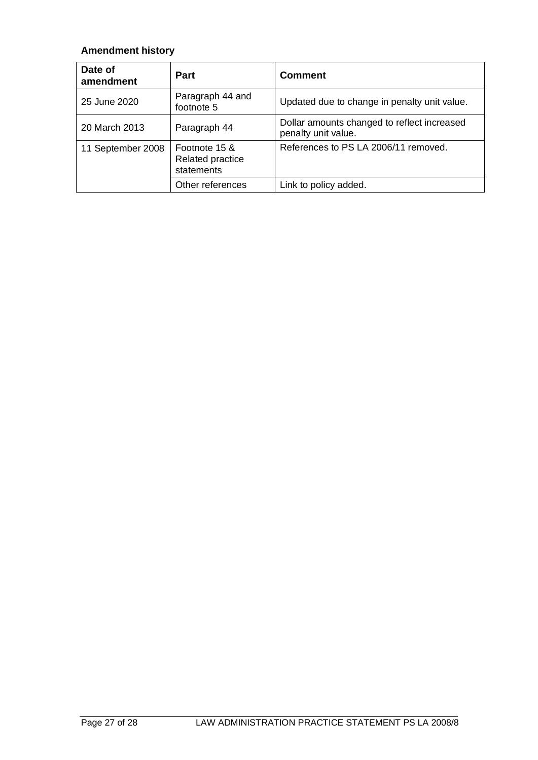## Amendment history

| Date of amendment | Part | Comment |
| --- | --- | --- |
| 25 June 2020 | Paragraph 44 and footnote 5 | Updated due to change in penalty unit value. |
| 20 March 2013 | Paragraph 44 | Dollar amounts changed to reflect increased penalty unit value. |
| 11 September 2008 | Footnote 15 & Related practice statements | References to PS LA 2006/11 removed. |
| | Other references | Link to policy added. |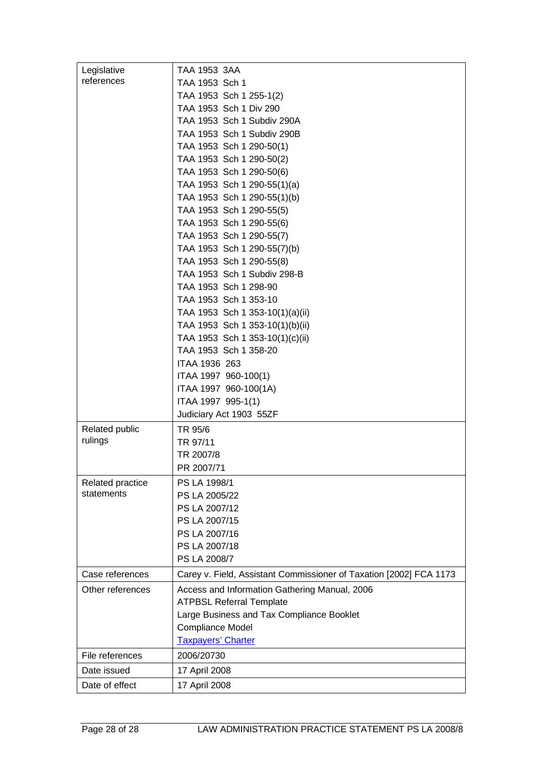| | |
|---|---|
| Legislative references | TAA 1953 3AA<br>TAA 1953 Sch 1<br>TAA 1953 Sch 1 255-1(2)<br>TAA 1953 Sch 1 Div 290<br>TAA 1953 Sch 1 Subdiv 290A<br>TAA 1953 Sch 1 Subdiv 290B<br>TAA 1953 Sch 1 290-50(1)<br>TAA 1953 Sch 1 290-50(2)<br>TAA 1953 Sch 1 290-50(6)<br>TAA 1953 Sch 1 290-55(1)(a)<br>TAA 1953 Sch 1 290-55(1)(b)<br>TAA 1953 Sch 1 290-55(5)<br>TAA 1953 Sch 1 290-55(6)<br>TAA 1953 Sch 1 290-55(7)<br>TAA 1953 Sch 1 290-55(7)(b)<br>TAA 1953 Sch 1 290-55(8)<br>TAA 1953 Sch 1 Subdiv 298-B<br>TAA 1953 Sch 1 298-90<br>TAA 1953 Sch 1 353-10<br>TAA 1953 Sch 1 353-10(1)(a)(ii)<br>TAA 1953 Sch 1 353-10(1)(b)(ii)<br>TAA 1953 Sch 1 353-10(1)(c)(ii)<br>TAA 1953 Sch 1 358-20<br>ITAA 1936 263<br>ITAA 1997 960-100(1)<br>ITAA 1997 960-100(1A)<br>ITAA 1997 995-1(1)<br>Judiciary Act 1903 55ZF |
| Related public rulings | TR 95/6<br>TR 97/11<br>TR 2007/8<br>PR 2007/71 |
| Related practice statements | PS LA 1998/1<br>PS LA 2005/22<br>PS LA 2007/12<br>PS LA 2007/15<br>PS LA 2007/16<br>PS LA 2007/18<br>PS LA 2008/7 |
| Case references | Carey v. Field, Assistant Commissioner of Taxation [2002] FCA 1173 |
| Other references | Access and Information Gathering Manual, 2006<br>ATPBSL Referral Template<br>Large Business and Tax Compliance Booklet<br>Compliance Model<br>Taxpayers' Charter |
| File references | 2006/20730 |
| Date issued | 17 April 2008 |
| Date of effect | 17 April 2008 |